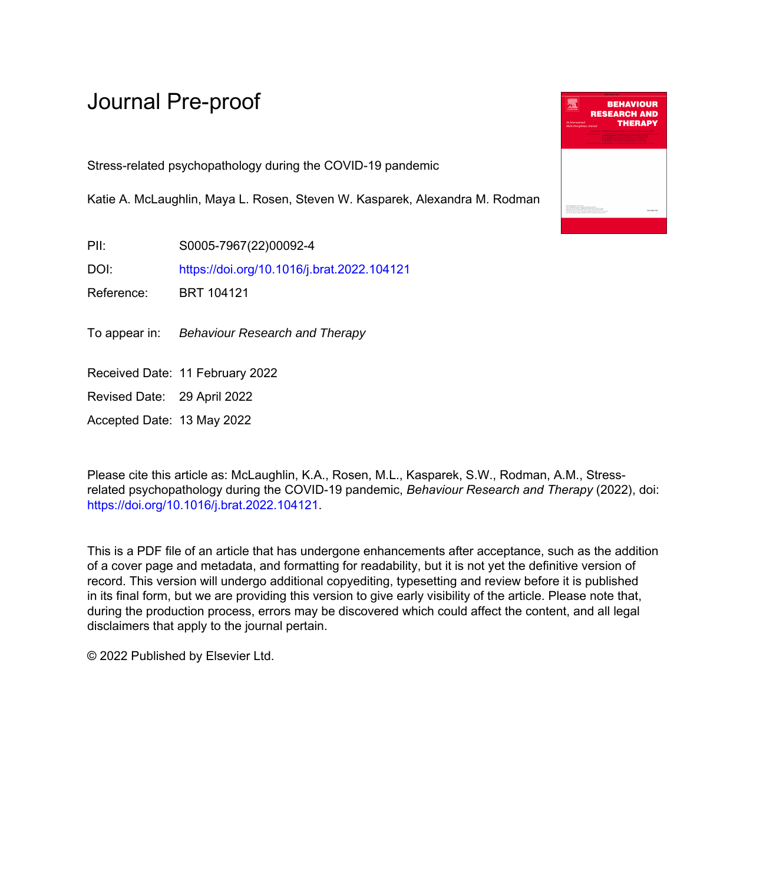# Journal Pre-proof

Stress-related psychopathology during the COVID-19 pandemic

Katie A. McLaughlin, Maya L. Rosen, Steven W. Kasparek, Alexandra M. Rodman

PII: S0005-7967(22)00092-4

DOI: https://doi.org/10.1016/j.brat.2022.104121

Reference: BRT 104121

To appear in: *Behaviour Research and Therapy*

Received Date: 11 February 2022

Revised Date: 29 April 2022

Accepted Date: 13 May 2022

Please cite this article as: McLaughlin, K.A., Rosen, M.L., Kasparek, S.W., Rodman, A.M., Stress-related psychopathology during the COVID-19 pandemic, *Behaviour Research and Therapy* (2022), doi: https://doi.org/10.1016/j.brat.2022.104121.

This is a PDF file of an article that has undergone enhancements after acceptance, such as the addition of a cover page and metadata, and formatting for readability, but it is not yet the definitive version of record. This version will undergo additional copyediting, typesetting and review before it is published in its final form, but we are providing this version to give early visibility of the article. Please note that, during the production process, errors may be discovered which could affect the content, and all legal disclaimers that apply to the journal pertain.

© 2022 Published by Elsevier Ltd.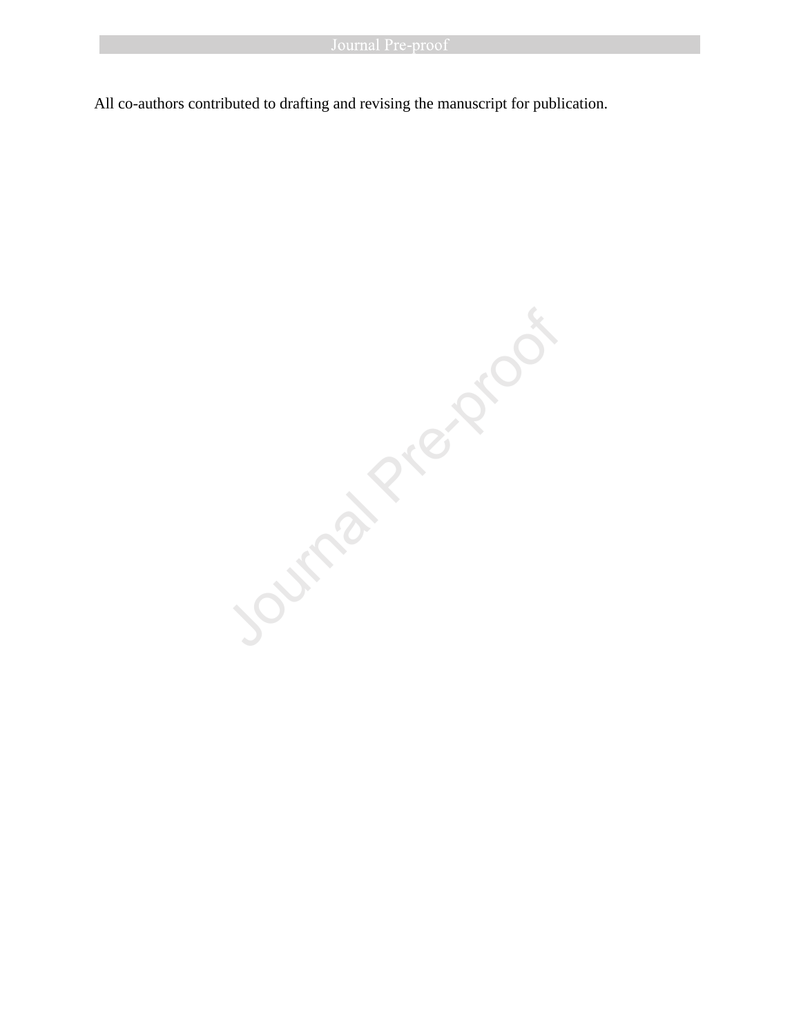All co-authors contributed to drafting and revising the manuscript for publication.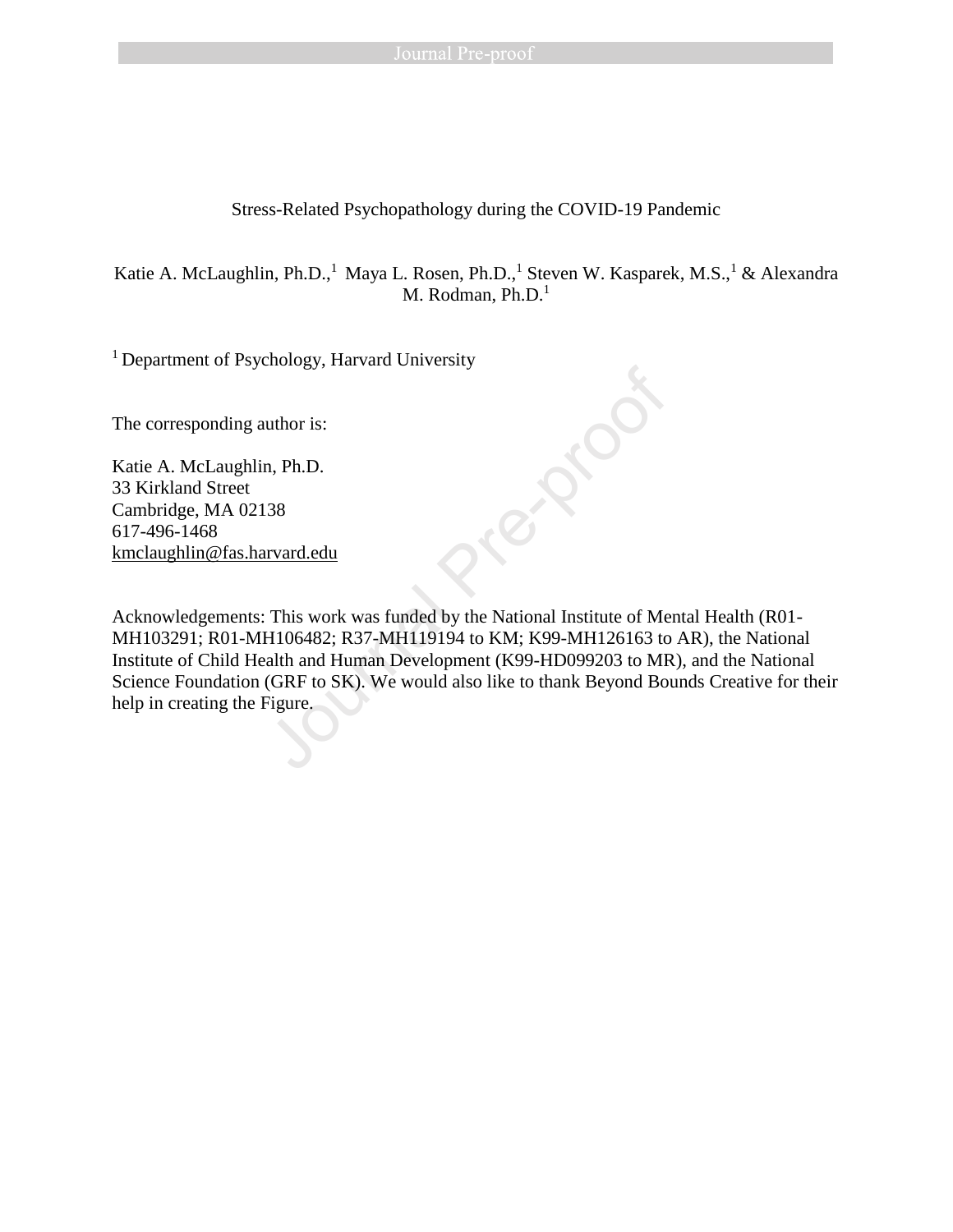# Stress-Related Psychopathology during the COVID-19 Pandemic

Katie A. McLaughlin, Ph.D.,[1] Maya L. Rosen, Ph.D.,[1] Steven W. Kasparek, M.S.,[1] & Alexandra M. Rodman, Ph.D.[1]

[1] Department of Psychology, Harvard University

The corresponding author is:

Katie A. McLaughlin, Ph.D.
33 Kirkland Street
Cambridge, MA 02138
617-496-1468
kmclaughlin@fas.harvard.edu

Acknowledgements: This work was funded by the National Institute of Mental Health (R01-MH103291; R01-MH106482; R37-MH119194 to KM; K99-MH126163 to AR), the National Institute of Child Health and Human Development (K99-HD099203 to MR), and the National Science Foundation (GRF to SK). We would also like to thank Beyond Bounds Creative for their help in creating the Figure.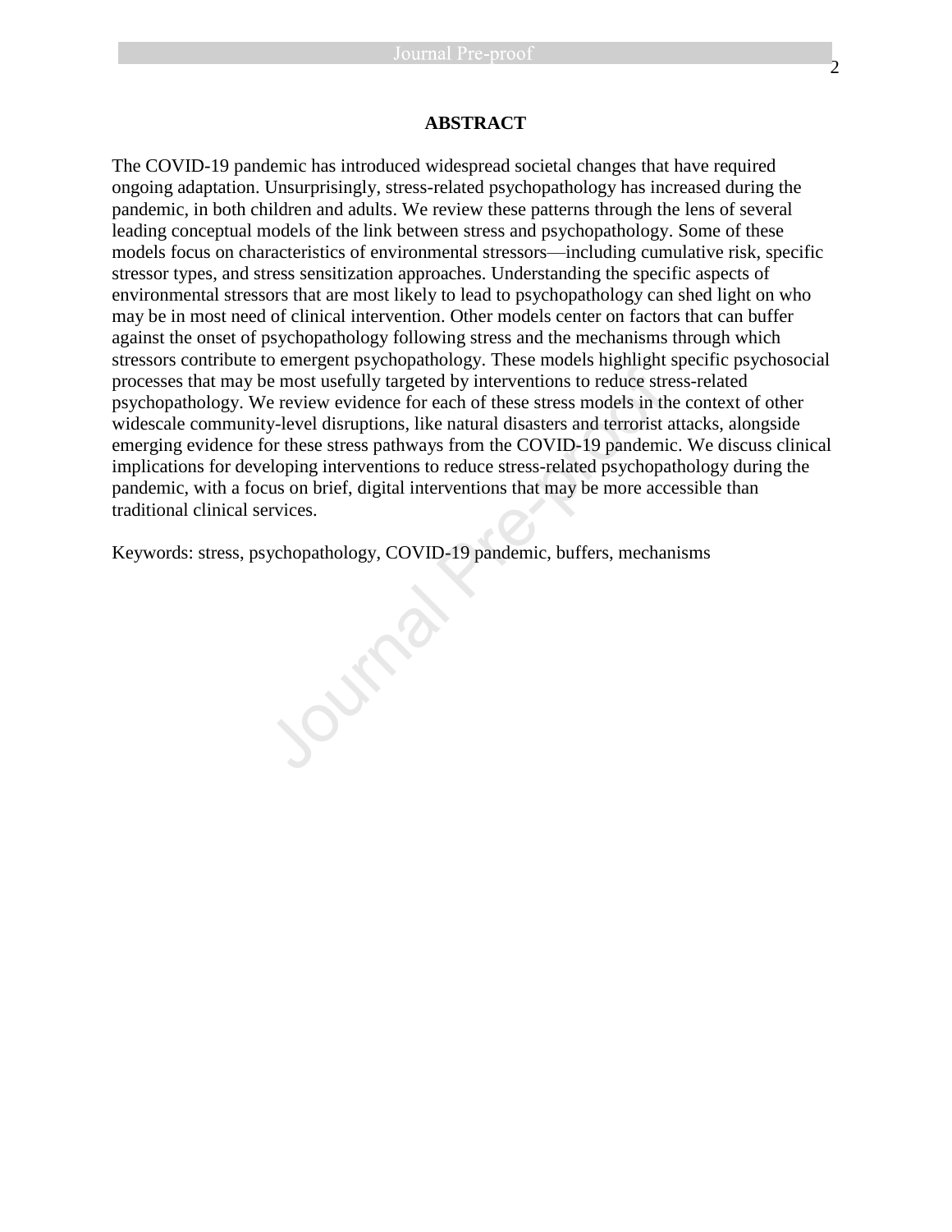## ABSTRACT

The COVID-19 pandemic has introduced widespread societal changes that have required ongoing adaptation. Unsurprisingly, stress-related psychopathology has increased during the pandemic, in both children and adults. We review these patterns through the lens of several leading conceptual models of the link between stress and psychopathology. Some of these models focus on characteristics of environmental stressors—including cumulative risk, specific stressor types, and stress sensitization approaches. Understanding the specific aspects of environmental stressors that are most likely to lead to psychopathology can shed light on who may be in most need of clinical intervention. Other models center on factors that can buffer against the onset of psychopathology following stress and the mechanisms through which stressors contribute to emergent psychopathology. These models highlight specific psychosocial processes that may be most usefully targeted by interventions to reduce stress-related psychopathology. We review evidence for each of these stress models in the context of other widescale community-level disruptions, like natural disasters and terrorist attacks, alongside emerging evidence for these stress pathways from the COVID-19 pandemic. We discuss clinical implications for developing interventions to reduce stress-related psychopathology during the pandemic, with a focus on brief, digital interventions that may be more accessible than traditional clinical services.

Keywords: stress, psychopathology, COVID-19 pandemic, buffers, mechanisms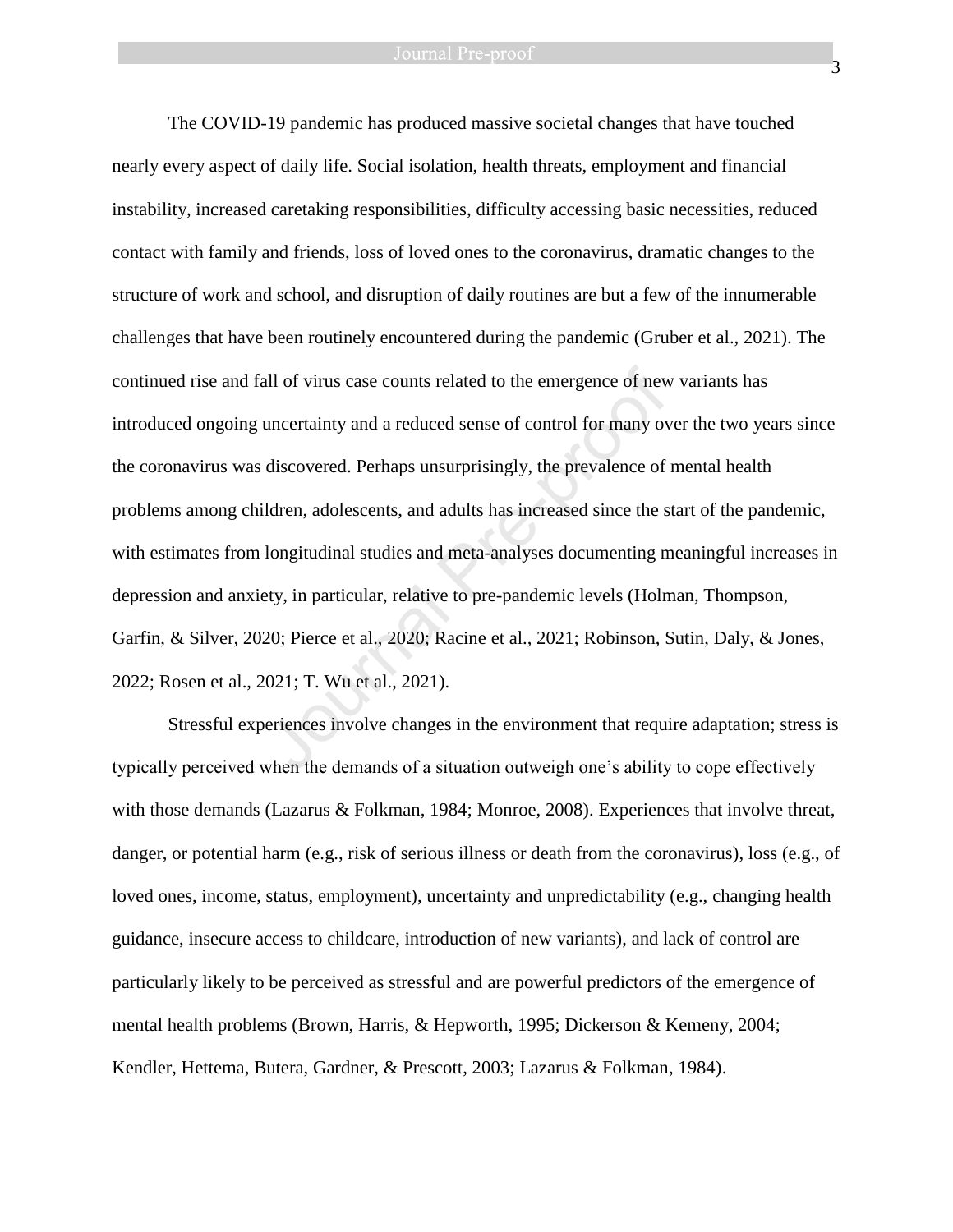The COVID-19 pandemic has produced massive societal changes that have touched nearly every aspect of daily life. Social isolation, health threats, employment and financial instability, increased caretaking responsibilities, difficulty accessing basic necessities, reduced contact with family and friends, loss of loved ones to the coronavirus, dramatic changes to the structure of work and school, and disruption of daily routines are but a few of the innumerable challenges that have been routinely encountered during the pandemic (Gruber et al., 2021). The continued rise and fall of virus case counts related to the emergence of new variants has introduced ongoing uncertainty and a reduced sense of control for many over the two years since the coronavirus was discovered. Perhaps unsurprisingly, the prevalence of mental health problems among children, adolescents, and adults has increased since the start of the pandemic, with estimates from longitudinal studies and meta-analyses documenting meaningful increases in depression and anxiety, in particular, relative to pre-pandemic levels (Holman, Thompson, Garfin, & Silver, 2020; Pierce et al., 2020; Racine et al., 2021; Robinson, Sutin, Daly, & Jones, 2022; Rosen et al., 2021; T. Wu et al., 2021).

Stressful experiences involve changes in the environment that require adaptation; stress is typically perceived when the demands of a situation outweigh one's ability to cope effectively with those demands (Lazarus & Folkman, 1984; Monroe, 2008). Experiences that involve threat, danger, or potential harm (e.g., risk of serious illness or death from the coronavirus), loss (e.g., of loved ones, income, status, employment), uncertainty and unpredictability (e.g., changing health guidance, insecure access to childcare, introduction of new variants), and lack of control are particularly likely to be perceived as stressful and are powerful predictors of the emergence of mental health problems (Brown, Harris, & Hepworth, 1995; Dickerson & Kemeny, 2004; Kendler, Hettema, Butera, Gardner, & Prescott, 2003; Lazarus & Folkman, 1984).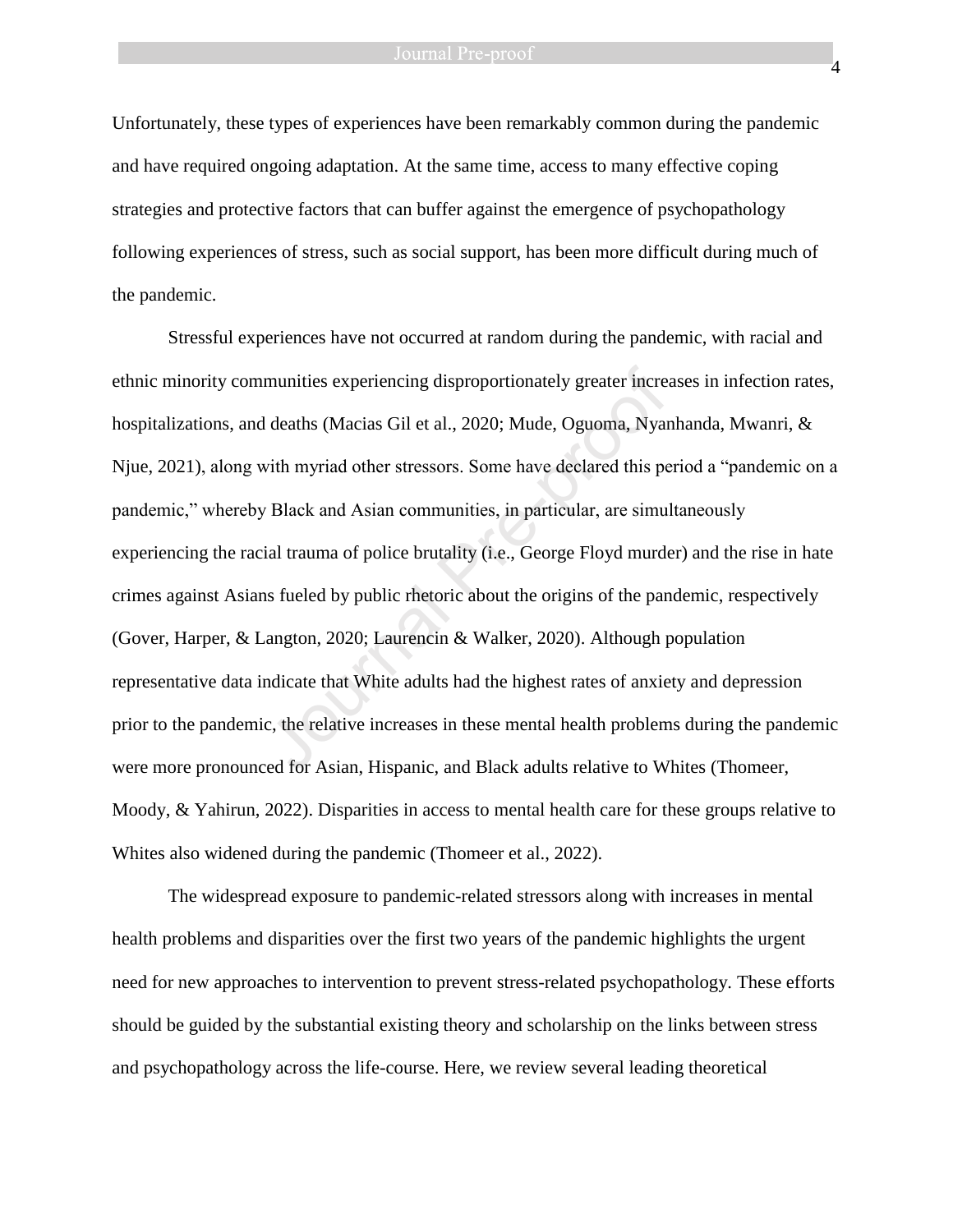Unfortunately, these types of experiences have been remarkably common during the pandemic and have required ongoing adaptation. At the same time, access to many effective coping strategies and protective factors that can buffer against the emergence of psychopathology following experiences of stress, such as social support, has been more difficult during much of the pandemic.

Stressful experiences have not occurred at random during the pandemic, with racial and ethnic minority communities experiencing disproportionately greater increases in infection rates, hospitalizations, and deaths (Macias Gil et al., 2020; Mude, Oguoma, Nyanhanda, Mwanri, & Njue, 2021), along with myriad other stressors. Some have declared this period a "pandemic on a pandemic," whereby Black and Asian communities, in particular, are simultaneously experiencing the racial trauma of police brutality (i.e., George Floyd murder) and the rise in hate crimes against Asians fueled by public rhetoric about the origins of the pandemic, respectively (Gover, Harper, & Langton, 2020; Laurencin & Walker, 2020). Although population representative data indicate that White adults had the highest rates of anxiety and depression prior to the pandemic, the relative increases in these mental health problems during the pandemic were more pronounced for Asian, Hispanic, and Black adults relative to Whites (Thomeer, Moody, & Yahirun, 2022). Disparities in access to mental health care for these groups relative to Whites also widened during the pandemic (Thomeer et al., 2022).

The widespread exposure to pandemic-related stressors along with increases in mental health problems and disparities over the first two years of the pandemic highlights the urgent need for new approaches to intervention to prevent stress-related psychopathology. These efforts should be guided by the substantial existing theory and scholarship on the links between stress and psychopathology across the life-course. Here, we review several leading theoretical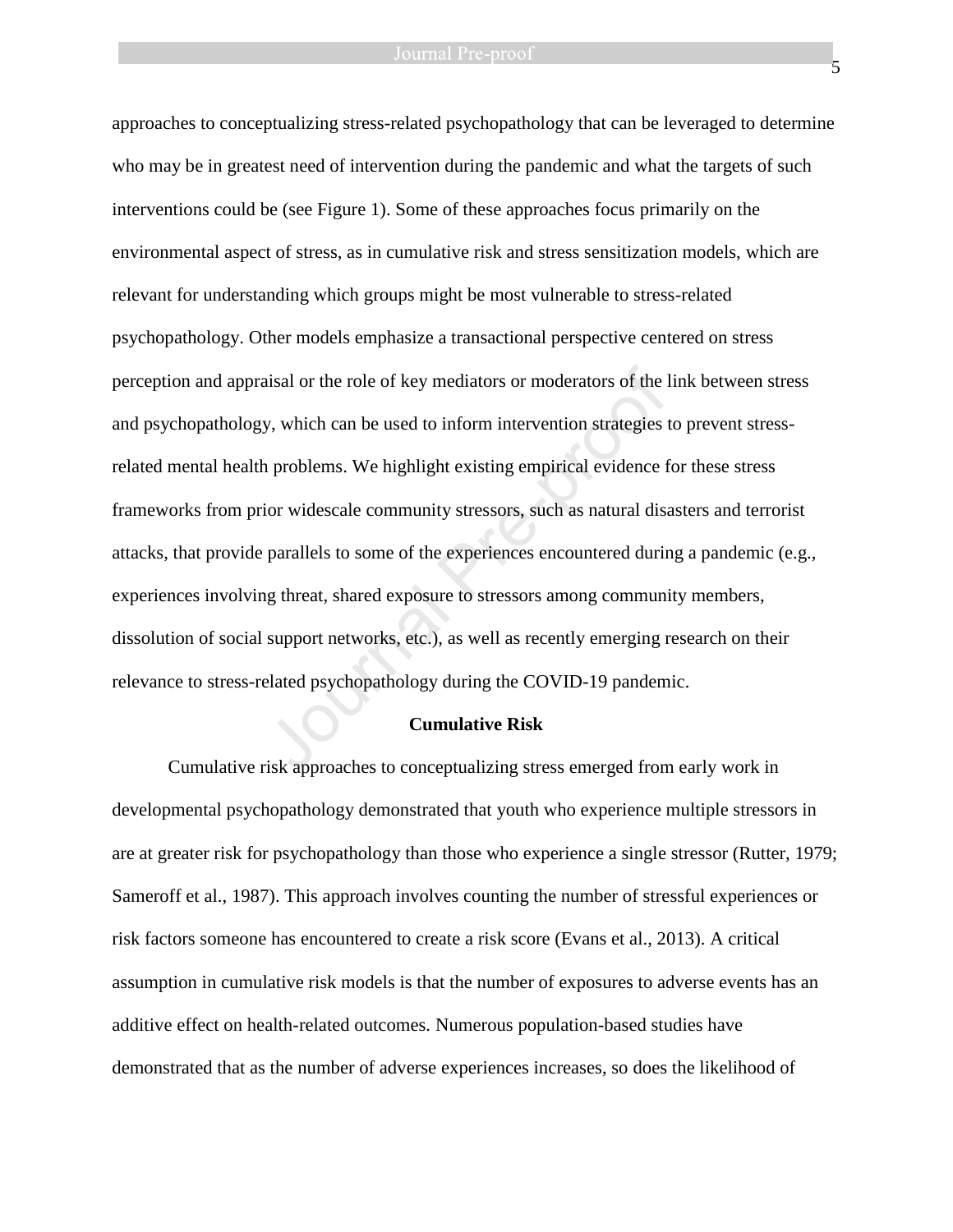approaches to conceptualizing stress-related psychopathology that can be leveraged to determine who may be in greatest need of intervention during the pandemic and what the targets of such interventions could be (see Figure 1). Some of these approaches focus primarily on the environmental aspect of stress, as in cumulative risk and stress sensitization models, which are relevant for understanding which groups might be most vulnerable to stress-related psychopathology. Other models emphasize a transactional perspective centered on stress perception and appraisal or the role of key mediators or moderators of the link between stress and psychopathology, which can be used to inform intervention strategies to prevent stress-related mental health problems. We highlight existing empirical evidence for these stress frameworks from prior widescale community stressors, such as natural disasters and terrorist attacks, that provide parallels to some of the experiences encountered during a pandemic (e.g., experiences involving threat, shared exposure to stressors among community members, dissolution of social support networks, etc.), as well as recently emerging research on their relevance to stress-related psychopathology during the COVID-19 pandemic.

## Cumulative Risk

Cumulative risk approaches to conceptualizing stress emerged from early work in developmental psychopathology demonstrated that youth who experience multiple stressors in are at greater risk for psychopathology than those who experience a single stressor (Rutter, 1979; Sameroff et al., 1987). This approach involves counting the number of stressful experiences or risk factors someone has encountered to create a risk score (Evans et al., 2013). A critical assumption in cumulative risk models is that the number of exposures to adverse events has an additive effect on health-related outcomes. Numerous population-based studies have demonstrated that as the number of adverse experiences increases, so does the likelihood of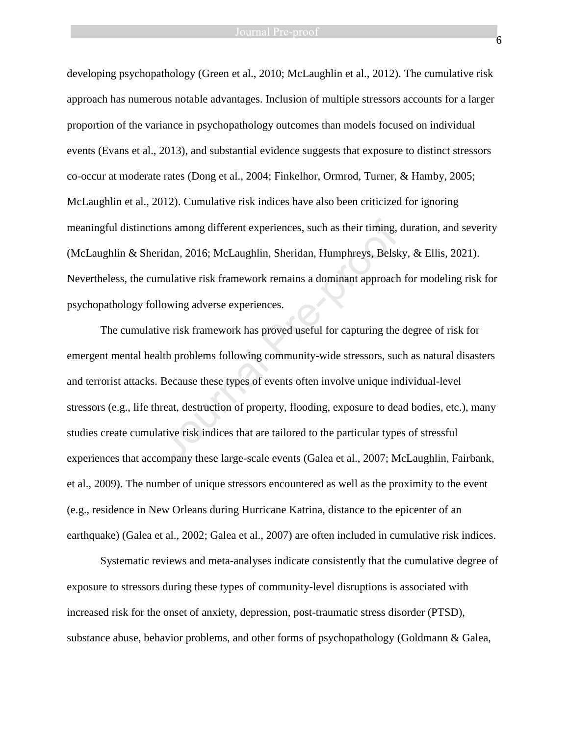developing psychopathology (Green et al., 2010; McLaughlin et al., 2012). The cumulative risk approach has numerous notable advantages. Inclusion of multiple stressors accounts for a larger proportion of the variance in psychopathology outcomes than models focused on individual events (Evans et al., 2013), and substantial evidence suggests that exposure to distinct stressors co-occur at moderate rates (Dong et al., 2004; Finkelhor, Ormrod, Turner, & Hamby, 2005; McLaughlin et al., 2012). Cumulative risk indices have also been criticized for ignoring meaningful distinctions among different experiences, such as their timing, duration, and severity (McLaughlin & Sheridan, 2016; McLaughlin, Sheridan, Humphreys, Belsky, & Ellis, 2021). Nevertheless, the cumulative risk framework remains a dominant approach for modeling risk for psychopathology following adverse experiences.

The cumulative risk framework has proved useful for capturing the degree of risk for emergent mental health problems following community-wide stressors, such as natural disasters and terrorist attacks. Because these types of events often involve unique individual-level stressors (e.g., life threat, destruction of property, flooding, exposure to dead bodies, etc.), many studies create cumulative risk indices that are tailored to the particular types of stressful experiences that accompany these large-scale events (Galea et al., 2007; McLaughlin, Fairbank, et al., 2009). The number of unique stressors encountered as well as the proximity to the event (e.g., residence in New Orleans during Hurricane Katrina, distance to the epicenter of an earthquake) (Galea et al., 2002; Galea et al., 2007) are often included in cumulative risk indices.

Systematic reviews and meta-analyses indicate consistently that the cumulative degree of exposure to stressors during these types of community-level disruptions is associated with increased risk for the onset of anxiety, depression, post-traumatic stress disorder (PTSD), substance abuse, behavior problems, and other forms of psychopathology (Goldmann & Galea,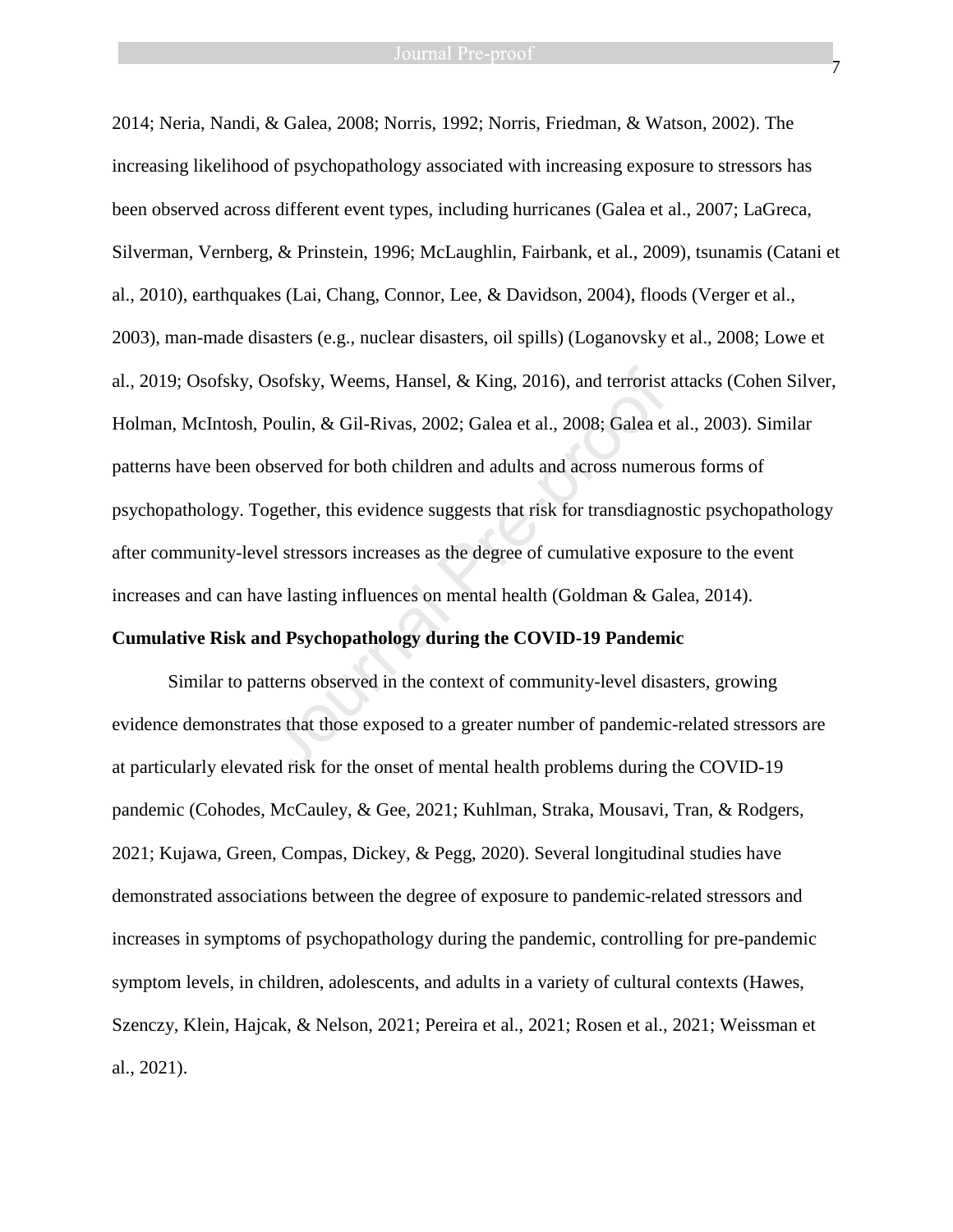2014; Neria, Nandi, & Galea, 2008; Norris, 1992; Norris, Friedman, & Watson, 2002). The increasing likelihood of psychopathology associated with increasing exposure to stressors has been observed across different event types, including hurricanes (Galea et al., 2007; LaGreca, Silverman, Vernberg, & Prinstein, 1996; McLaughlin, Fairbank, et al., 2009), tsunamis (Catani et al., 2010), earthquakes (Lai, Chang, Connor, Lee, & Davidson, 2004), floods (Verger et al., 2003), man-made disasters (e.g., nuclear disasters, oil spills) (Loganovsky et al., 2008; Lowe et al., 2019; Osofsky, Osofsky, Weems, Hansel, & King, 2016), and terrorist attacks (Cohen Silver, Holman, McIntosh, Poulin, & Gil-Rivas, 2002; Galea et al., 2008; Galea et al., 2003). Similar patterns have been observed for both children and adults and across numerous forms of psychopathology. Together, this evidence suggests that risk for transdiagnostic psychopathology after community-level stressors increases as the degree of cumulative exposure to the event increases and can have lasting influences on mental health (Goldman & Galea, 2014).

**Cumulative Risk and Psychopathology during the COVID-19 Pandemic**

Similar to patterns observed in the context of community-level disasters, growing evidence demonstrates that those exposed to a greater number of pandemic-related stressors are at particularly elevated risk for the onset of mental health problems during the COVID-19 pandemic (Cohodes, McCauley, & Gee, 2021; Kuhlman, Straka, Mousavi, Tran, & Rodgers, 2021; Kujawa, Green, Compas, Dickey, & Pegg, 2020). Several longitudinal studies have demonstrated associations between the degree of exposure to pandemic-related stressors and increases in symptoms of psychopathology during the pandemic, controlling for pre-pandemic symptom levels, in children, adolescents, and adults in a variety of cultural contexts (Hawes, Szenczy, Klein, Hajcak, & Nelson, 2021; Pereira et al., 2021; Rosen et al., 2021; Weissman et al., 2021).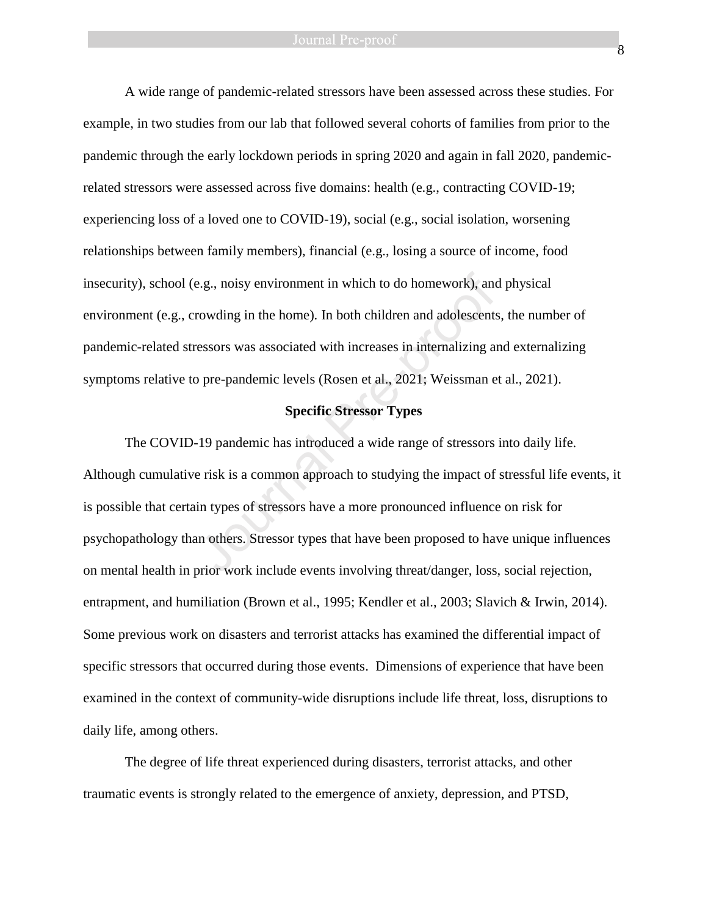A wide range of pandemic-related stressors have been assessed across these studies. For example, in two studies from our lab that followed several cohorts of families from prior to the pandemic through the early lockdown periods in spring 2020 and again in fall 2020, pandemic-related stressors were assessed across five domains: health (e.g., contracting COVID-19; experiencing loss of a loved one to COVID-19), social (e.g., social isolation, worsening relationships between family members), financial (e.g., losing a source of income, food insecurity), school (e.g., noisy environment in which to do homework), and physical environment (e.g., crowding in the home). In both children and adolescents, the number of pandemic-related stressors was associated with increases in internalizing and externalizing symptoms relative to pre-pandemic levels (Rosen et al., 2021; Weissman et al., 2021).

## Specific Stressor Types

The COVID-19 pandemic has introduced a wide range of stressors into daily life. Although cumulative risk is a common approach to studying the impact of stressful life events, it is possible that certain types of stressors have a more pronounced influence on risk for psychopathology than others. Stressor types that have been proposed to have unique influences on mental health in prior work include events involving threat/danger, loss, social rejection, entrapment, and humiliation (Brown et al., 1995; Kendler et al., 2003; Slavich & Irwin, 2014). Some previous work on disasters and terrorist attacks has examined the differential impact of specific stressors that occurred during those events. Dimensions of experience that have been examined in the context of community-wide disruptions include life threat, loss, disruptions to daily life, among others.

The degree of life threat experienced during disasters, terrorist attacks, and other traumatic events is strongly related to the emergence of anxiety, depression, and PTSD,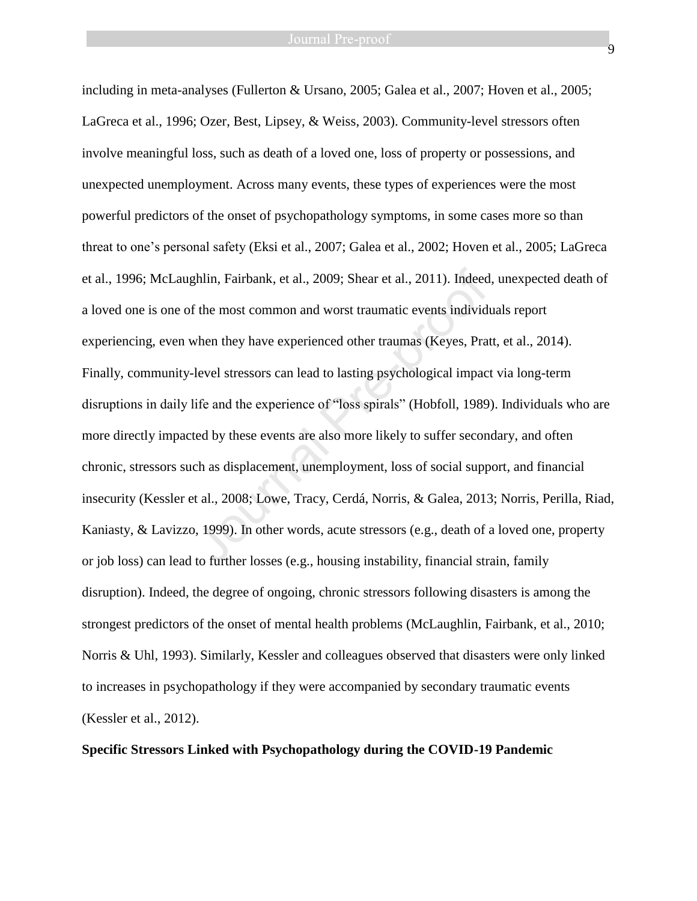including in meta-analyses (Fullerton & Ursano, 2005; Galea et al., 2007; Hoven et al., 2005; LaGreca et al., 1996; Ozer, Best, Lipsey, & Weiss, 2003). Community-level stressors often involve meaningful loss, such as death of a loved one, loss of property or possessions, and unexpected unemployment. Across many events, these types of experiences were the most powerful predictors of the onset of psychopathology symptoms, in some cases more so than threat to one's personal safety (Eksi et al., 2007; Galea et al., 2002; Hoven et al., 2005; LaGreca et al., 1996; McLaughlin, Fairbank, et al., 2009; Shear et al., 2011). Indeed, unexpected death of a loved one is one of the most common and worst traumatic events individuals report experiencing, even when they have experienced other traumas (Keyes, Pratt, et al., 2014). Finally, community-level stressors can lead to lasting psychological impact via long-term disruptions in daily life and the experience of "loss spirals" (Hobfoll, 1989). Individuals who are more directly impacted by these events are also more likely to suffer secondary, and often chronic, stressors such as displacement, unemployment, loss of social support, and financial insecurity (Kessler et al., 2008; Lowe, Tracy, Cerdá, Norris, & Galea, 2013; Norris, Perilla, Riad, Kaniasty, & Lavizzo, 1999). In other words, acute stressors (e.g., death of a loved one, property or job loss) can lead to further losses (e.g., housing instability, financial strain, family disruption). Indeed, the degree of ongoing, chronic stressors following disasters is among the strongest predictors of the onset of mental health problems (McLaughlin, Fairbank, et al., 2010; Norris & Uhl, 1993). Similarly, Kessler and colleagues observed that disasters were only linked to increases in psychopathology if they were accompanied by secondary traumatic events (Kessler et al., 2012).

## Specific Stressors Linked with Psychopathology during the COVID-19 Pandemic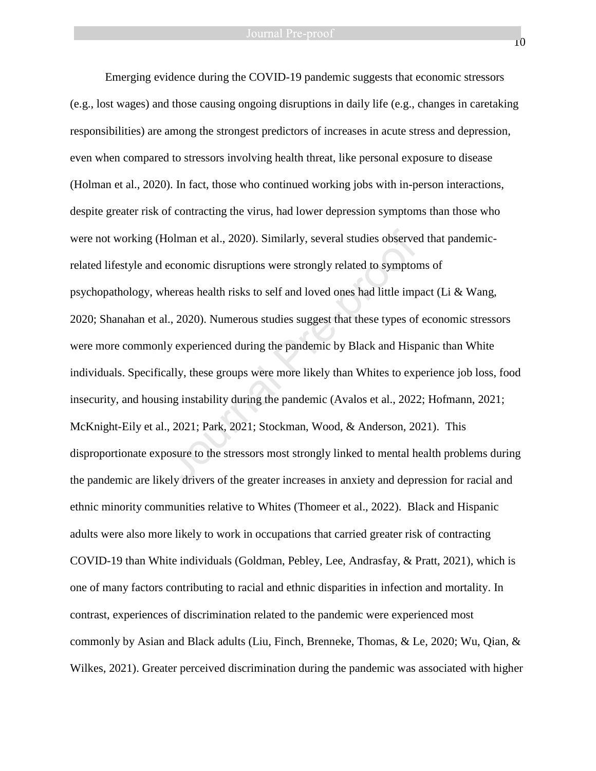Emerging evidence during the COVID-19 pandemic suggests that economic stressors (e.g., lost wages) and those causing ongoing disruptions in daily life (e.g., changes in caretaking responsibilities) are among the strongest predictors of increases in acute stress and depression, even when compared to stressors involving health threat, like personal exposure to disease (Holman et al., 2020). In fact, those who continued working jobs with in-person interactions, despite greater risk of contracting the virus, had lower depression symptoms than those who were not working (Holman et al., 2020). Similarly, several studies observed that pandemic-related lifestyle and economic disruptions were strongly related to symptoms of psychopathology, whereas health risks to self and loved ones had little impact (Li & Wang, 2020; Shanahan et al., 2020). Numerous studies suggest that these types of economic stressors were more commonly experienced during the pandemic by Black and Hispanic than White individuals. Specifically, these groups were more likely than Whites to experience job loss, food insecurity, and housing instability during the pandemic (Avalos et al., 2022; Hofmann, 2021; McKnight-Eily et al., 2021; Park, 2021; Stockman, Wood, & Anderson, 2021). This disproportionate exposure to the stressors most strongly linked to mental health problems during the pandemic are likely drivers of the greater increases in anxiety and depression for racial and ethnic minority communities relative to Whites (Thomeer et al., 2022). Black and Hispanic adults were also more likely to work in occupations that carried greater risk of contracting COVID-19 than White individuals (Goldman, Pebley, Lee, Andrasfay, & Pratt, 2021), which is one of many factors contributing to racial and ethnic disparities in infection and mortality. In contrast, experiences of discrimination related to the pandemic were experienced most commonly by Asian and Black adults (Liu, Finch, Brenneke, Thomas, & Le, 2020; Wu, Qian, & Wilkes, 2021). Greater perceived discrimination during the pandemic was associated with higher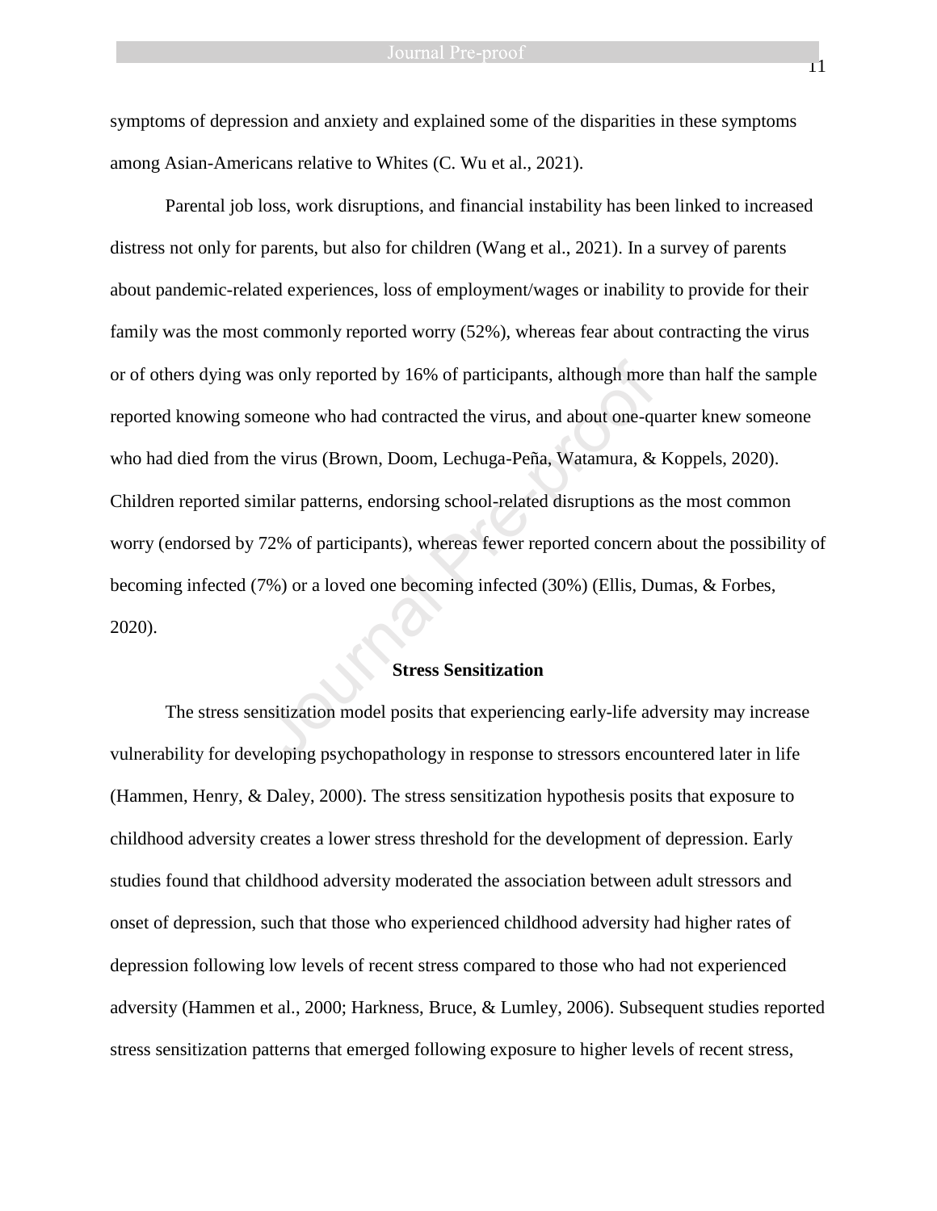symptoms of depression and anxiety and explained some of the disparities in these symptoms among Asian-Americans relative to Whites (C. Wu et al., 2021).

Parental job loss, work disruptions, and financial instability has been linked to increased distress not only for parents, but also for children (Wang et al., 2021). In a survey of parents about pandemic-related experiences, loss of employment/wages or inability to provide for their family was the most commonly reported worry (52%), whereas fear about contracting the virus or of others dying was only reported by 16% of participants, although more than half the sample reported knowing someone who had contracted the virus, and about one-quarter knew someone who had died from the virus (Brown, Doom, Lechuga-Peña, Watamura, & Koppels, 2020). Children reported similar patterns, endorsing school-related disruptions as the most common worry (endorsed by 72% of participants), whereas fewer reported concern about the possibility of becoming infected (7%) or a loved one becoming infected (30%) (Ellis, Dumas, & Forbes, 2020).

## Stress Sensitization

The stress sensitization model posits that experiencing early-life adversity may increase vulnerability for developing psychopathology in response to stressors encountered later in life (Hammen, Henry, & Daley, 2000). The stress sensitization hypothesis posits that exposure to childhood adversity creates a lower stress threshold for the development of depression. Early studies found that childhood adversity moderated the association between adult stressors and onset of depression, such that those who experienced childhood adversity had higher rates of depression following low levels of recent stress compared to those who had not experienced adversity (Hammen et al., 2000; Harkness, Bruce, & Lumley, 2006). Subsequent studies reported stress sensitization patterns that emerged following exposure to higher levels of recent stress,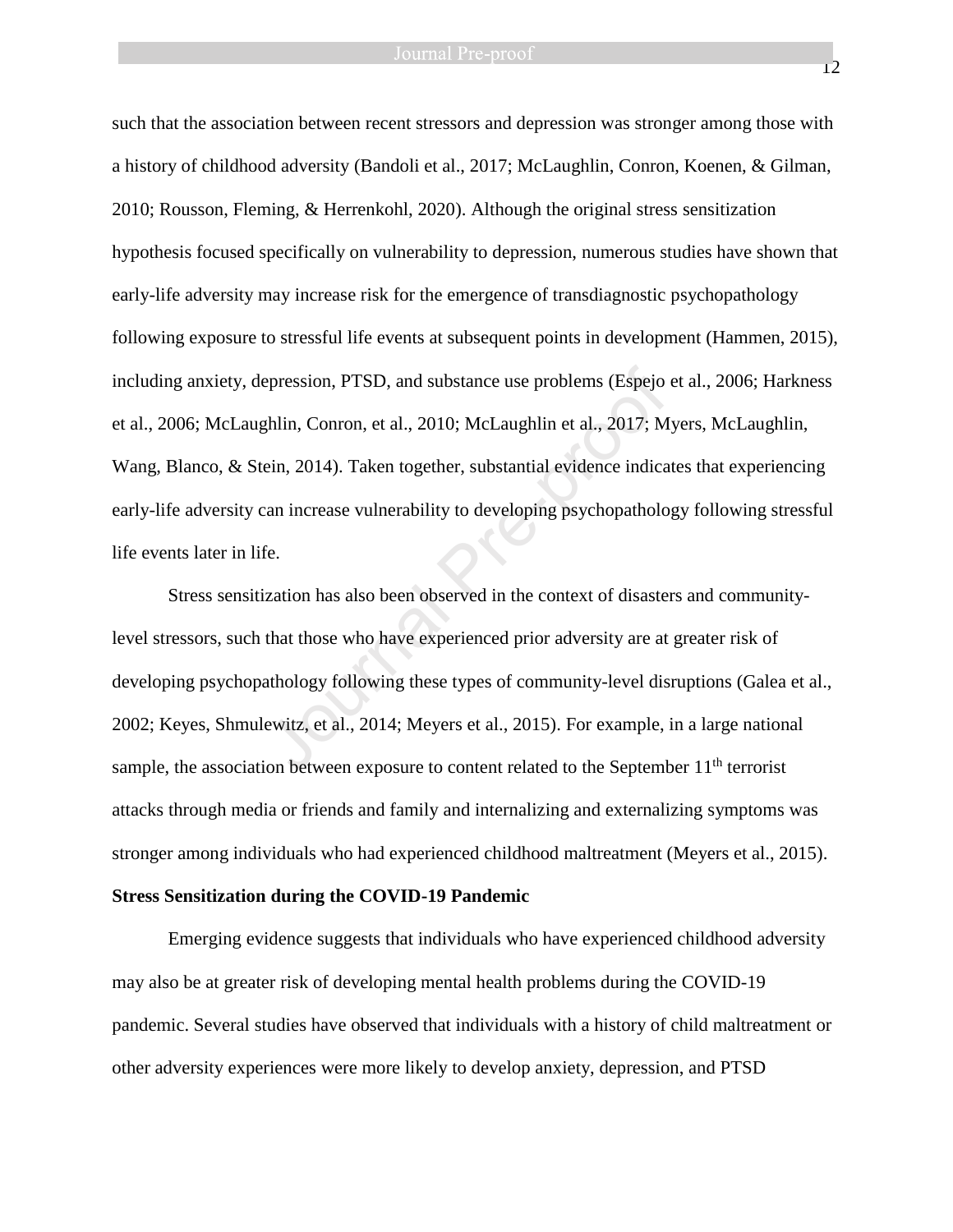such that the association between recent stressors and depression was stronger among those with a history of childhood adversity (Bandoli et al., 2017; McLaughlin, Conron, Koenen, & Gilman, 2010; Rousson, Fleming, & Herrenkohl, 2020). Although the original stress sensitization hypothesis focused specifically on vulnerability to depression, numerous studies have shown that early-life adversity may increase risk for the emergence of transdiagnostic psychopathology following exposure to stressful life events at subsequent points in development (Hammen, 2015), including anxiety, depression, PTSD, and substance use problems (Espejo et al., 2006; Harkness et al., 2006; McLaughlin, Conron, et al., 2010; McLaughlin et al., 2017; Myers, McLaughlin, Wang, Blanco, & Stein, 2014). Taken together, substantial evidence indicates that experiencing early-life adversity can increase vulnerability to developing psychopathology following stressful life events later in life.

Stress sensitization has also been observed in the context of disasters and community-level stressors, such that those who have experienced prior adversity are at greater risk of developing psychopathology following these types of community-level disruptions (Galea et al., 2002; Keyes, Shmulewitz, et al., 2014; Meyers et al., 2015). For example, in a large national sample, the association between exposure to content related to the September 11th terrorist attacks through media or friends and family and internalizing and externalizing symptoms was stronger among individuals who had experienced childhood maltreatment (Meyers et al., 2015).

**Stress Sensitization during the COVID-19 Pandemic**

Emerging evidence suggests that individuals who have experienced childhood adversity may also be at greater risk of developing mental health problems during the COVID-19 pandemic. Several studies have observed that individuals with a history of child maltreatment or other adversity experiences were more likely to develop anxiety, depression, and PTSD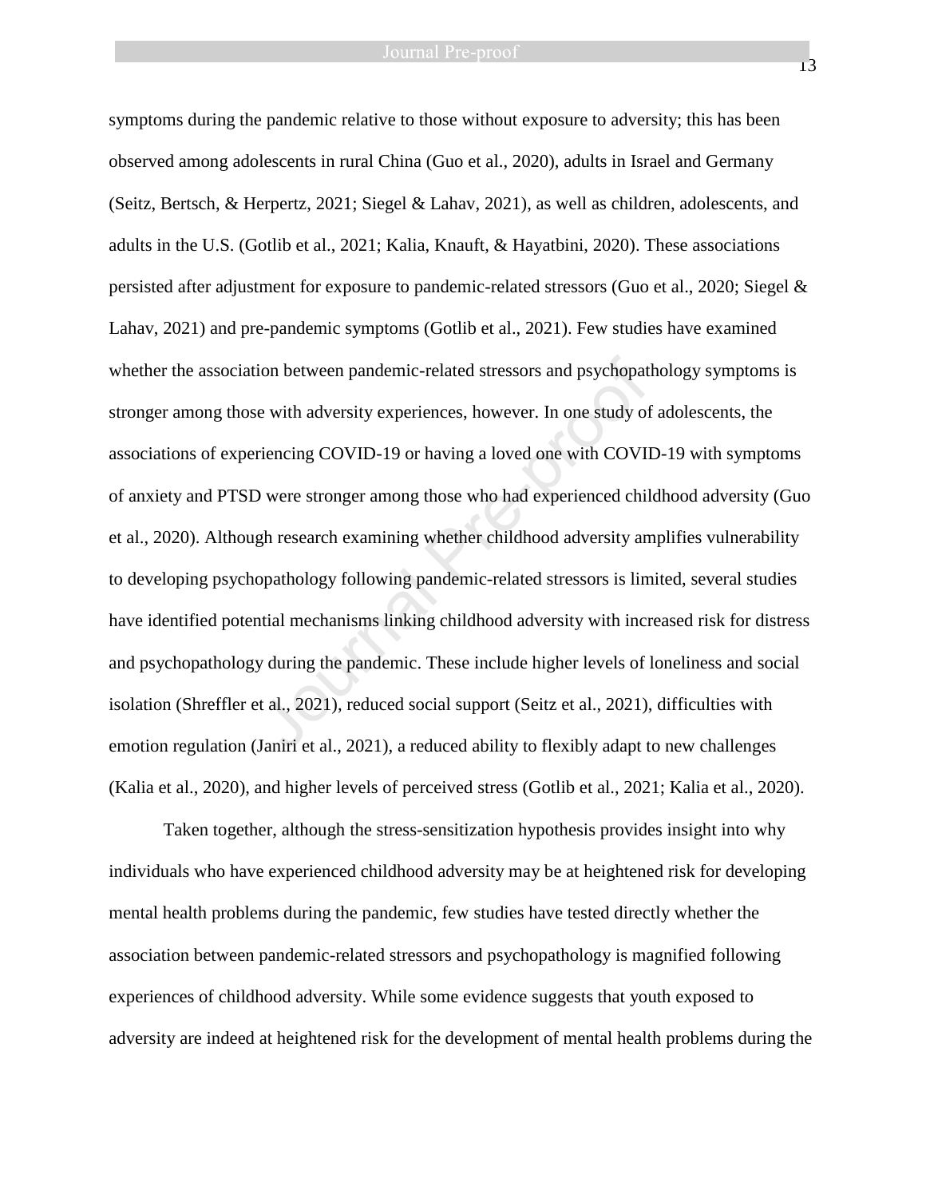symptoms during the pandemic relative to those without exposure to adversity; this has been observed among adolescents in rural China (Guo et al., 2020), adults in Israel and Germany (Seitz, Bertsch, & Herpertz, 2021; Siegel & Lahav, 2021), as well as children, adolescents, and adults in the U.S. (Gotlib et al., 2021; Kalia, Knauft, & Hayatbini, 2020). These associations persisted after adjustment for exposure to pandemic-related stressors (Guo et al., 2020; Siegel & Lahav, 2021) and pre-pandemic symptoms (Gotlib et al., 2021). Few studies have examined whether the association between pandemic-related stressors and psychopathology symptoms is stronger among those with adversity experiences, however. In one study of adolescents, the associations of experiencing COVID-19 or having a loved one with COVID-19 with symptoms of anxiety and PTSD were stronger among those who had experienced childhood adversity (Guo et al., 2020). Although research examining whether childhood adversity amplifies vulnerability to developing psychopathology following pandemic-related stressors is limited, several studies have identified potential mechanisms linking childhood adversity with increased risk for distress and psychopathology during the pandemic. These include higher levels of loneliness and social isolation (Shreffler et al., 2021), reduced social support (Seitz et al., 2021), difficulties with emotion regulation (Janiri et al., 2021), a reduced ability to flexibly adapt to new challenges (Kalia et al., 2020), and higher levels of perceived stress (Gotlib et al., 2021; Kalia et al., 2020).

Taken together, although the stress-sensitization hypothesis provides insight into why individuals who have experienced childhood adversity may be at heightened risk for developing mental health problems during the pandemic, few studies have tested directly whether the association between pandemic-related stressors and psychopathology is magnified following experiences of childhood adversity. While some evidence suggests that youth exposed to adversity are indeed at heightened risk for the development of mental health problems during the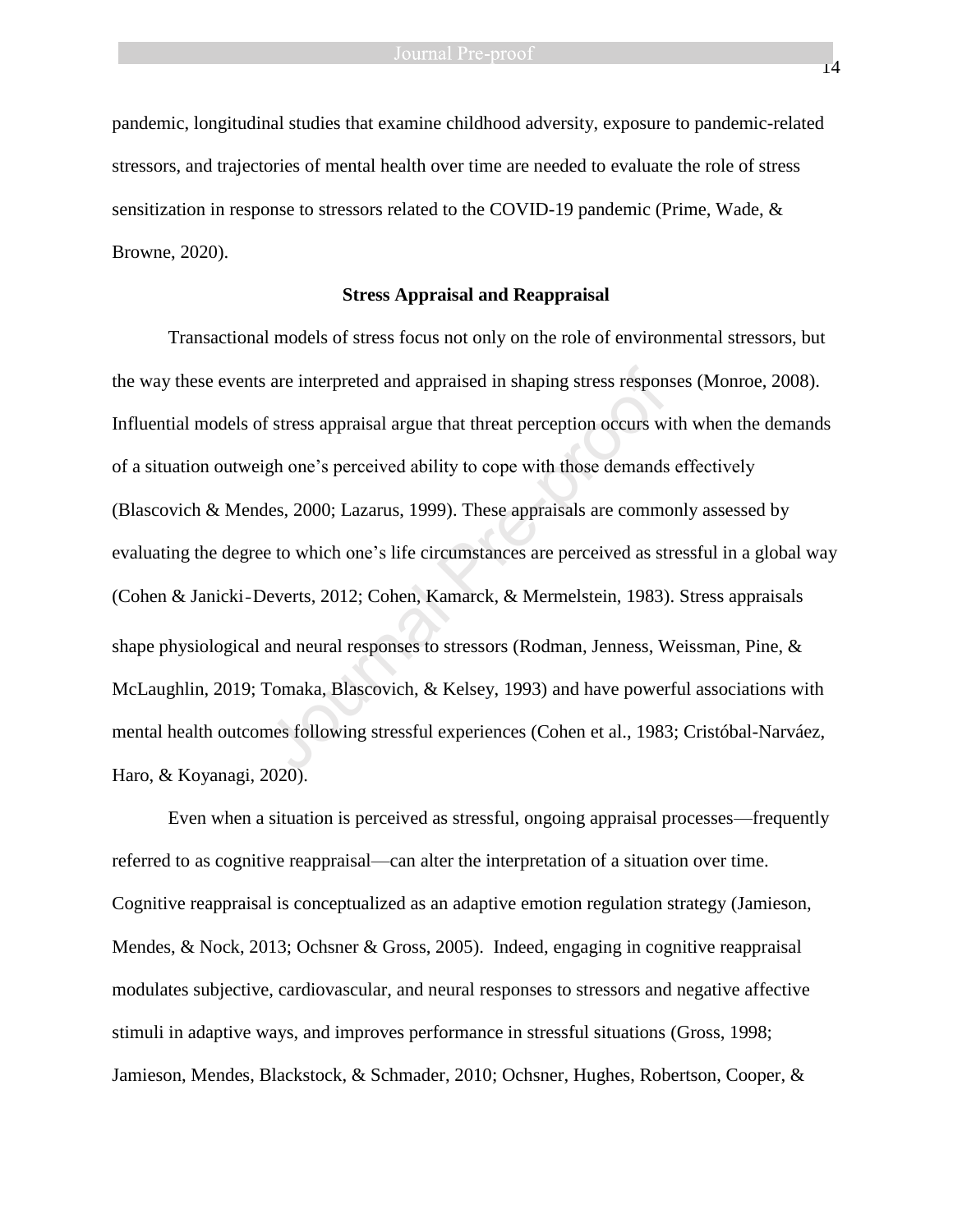pandemic, longitudinal studies that examine childhood adversity, exposure to pandemic-related stressors, and trajectories of mental health over time are needed to evaluate the role of stress sensitization in response to stressors related to the COVID-19 pandemic (Prime, Wade, & Browne, 2020).

## Stress Appraisal and Reappraisal

Transactional models of stress focus not only on the role of environmental stressors, but the way these events are interpreted and appraised in shaping stress responses (Monroe, 2008). Influential models of stress appraisal argue that threat perception occurs with when the demands of a situation outweigh one's perceived ability to cope with those demands effectively (Blascovich & Mendes, 2000; Lazarus, 1999). These appraisals are commonly assessed by evaluating the degree to which one's life circumstances are perceived as stressful in a global way (Cohen & Janicki‐Deverts, 2012; Cohen, Kamarck, & Mermelstein, 1983). Stress appraisals shape physiological and neural responses to stressors (Rodman, Jenness, Weissman, Pine, & McLaughlin, 2019; Tomaka, Blascovich, & Kelsey, 1993) and have powerful associations with mental health outcomes following stressful experiences (Cohen et al., 1983; Cristóbal-Narváez, Haro, & Koyanagi, 2020).

Even when a situation is perceived as stressful, ongoing appraisal processes—frequently referred to as cognitive reappraisal—can alter the interpretation of a situation over time. Cognitive reappraisal is conceptualized as an adaptive emotion regulation strategy (Jamieson, Mendes, & Nock, 2013; Ochsner & Gross, 2005). Indeed, engaging in cognitive reappraisal modulates subjective, cardiovascular, and neural responses to stressors and negative affective stimuli in adaptive ways, and improves performance in stressful situations (Gross, 1998; Jamieson, Mendes, Blackstock, & Schmader, 2010; Ochsner, Hughes, Robertson, Cooper, &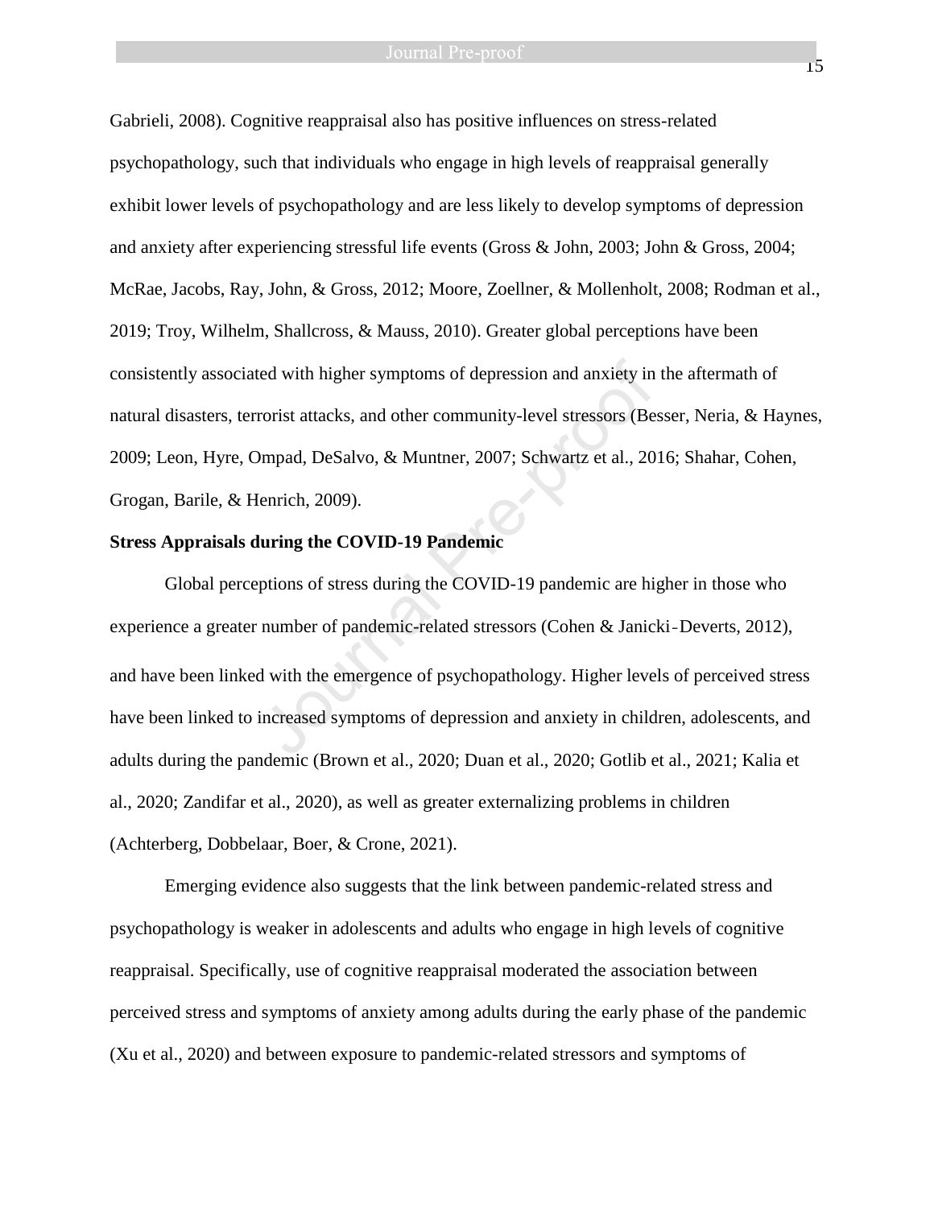Gabrieli, 2008). Cognitive reappraisal also has positive influences on stress-related psychopathology, such that individuals who engage in high levels of reappraisal generally exhibit lower levels of psychopathology and are less likely to develop symptoms of depression and anxiety after experiencing stressful life events (Gross & John, 2003; John & Gross, 2004; McRae, Jacobs, Ray, John, & Gross, 2012; Moore, Zoellner, & Mollenholt, 2008; Rodman et al., 2019; Troy, Wilhelm, Shallcross, & Mauss, 2010). Greater global perceptions have been consistently associated with higher symptoms of depression and anxiety in the aftermath of natural disasters, terrorist attacks, and other community-level stressors (Besser, Neria, & Haynes, 2009; Leon, Hyre, Ompad, DeSalvo, & Muntner, 2007; Schwartz et al., 2016; Shahar, Cohen, Grogan, Barile, & Henrich, 2009).

**Stress Appraisals during the COVID-19 Pandemic**

Global perceptions of stress during the COVID-19 pandemic are higher in those who experience a greater number of pandemic-related stressors (Cohen & Janicki-Deverts, 2012), and have been linked with the emergence of psychopathology. Higher levels of perceived stress have been linked to increased symptoms of depression and anxiety in children, adolescents, and adults during the pandemic (Brown et al., 2020; Duan et al., 2020; Gotlib et al., 2021; Kalia et al., 2020; Zandifar et al., 2020), as well as greater externalizing problems in children (Achterberg, Dobbelaar, Boer, & Crone, 2021).

Emerging evidence also suggests that the link between pandemic-related stress and psychopathology is weaker in adolescents and adults who engage in high levels of cognitive reappraisal. Specifically, use of cognitive reappraisal moderated the association between perceived stress and symptoms of anxiety among adults during the early phase of the pandemic (Xu et al., 2020) and between exposure to pandemic-related stressors and symptoms of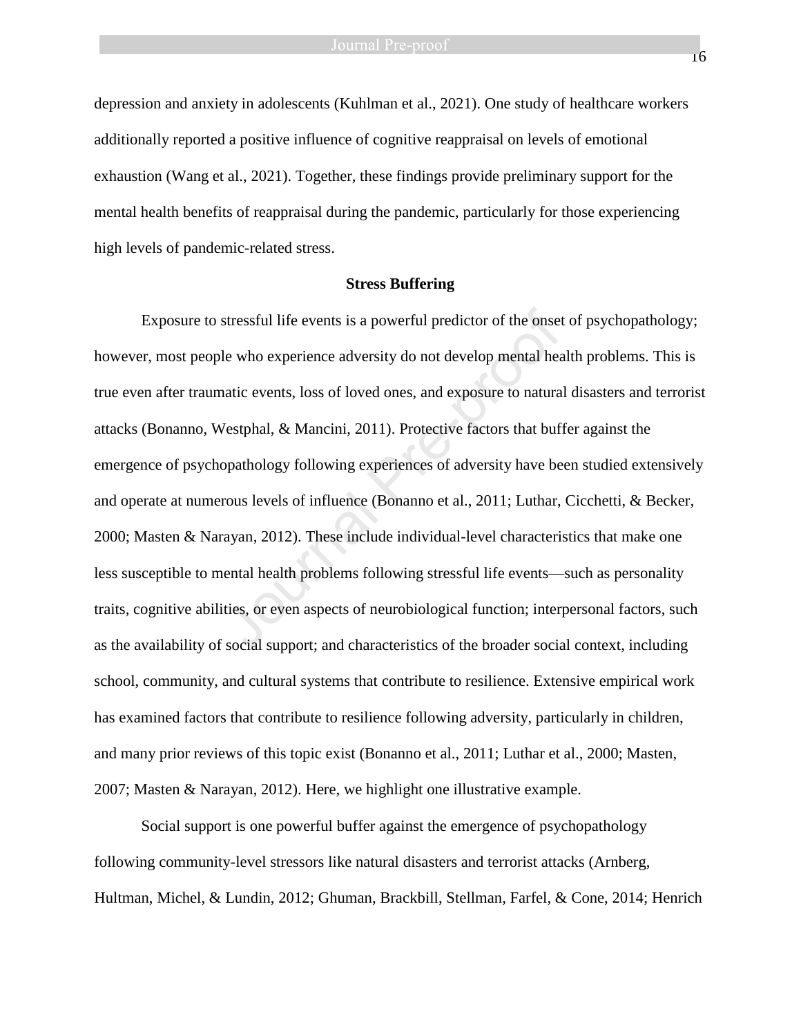depression and anxiety in adolescents (Kuhlman et al., 2021). One study of healthcare workers additionally reported a positive influence of cognitive reappraisal on levels of emotional exhaustion (Wang et al., 2021). Together, these findings provide preliminary support for the mental health benefits of reappraisal during the pandemic, particularly for those experiencing high levels of pandemic-related stress.

## Stress Buffering

Exposure to stressful life events is a powerful predictor of the onset of psychopathology; however, most people who experience adversity do not develop mental health problems. This is true even after traumatic events, loss of loved ones, and exposure to natural disasters and terrorist attacks (Bonanno, Westphal, & Mancini, 2011). Protective factors that buffer against the emergence of psychopathology following experiences of adversity have been studied extensively and operate at numerous levels of influence (Bonanno et al., 2011; Luthar, Cicchetti, & Becker, 2000; Masten & Narayan, 2012). These include individual-level characteristics that make one less susceptible to mental health problems following stressful life events—such as personality traits, cognitive abilities, or even aspects of neurobiological function; interpersonal factors, such as the availability of social support; and characteristics of the broader social context, including school, community, and cultural systems that contribute to resilience. Extensive empirical work has examined factors that contribute to resilience following adversity, particularly in children, and many prior reviews of this topic exist (Bonanno et al., 2011; Luthar et al., 2000; Masten, 2007; Masten & Narayan, 2012). Here, we highlight one illustrative example.

Social support is one powerful buffer against the emergence of psychopathology following community-level stressors like natural disasters and terrorist attacks (Arnberg, Hultman, Michel, & Lundin, 2012; Ghuman, Brackbill, Stellman, Farfel, & Cone, 2014; Henrich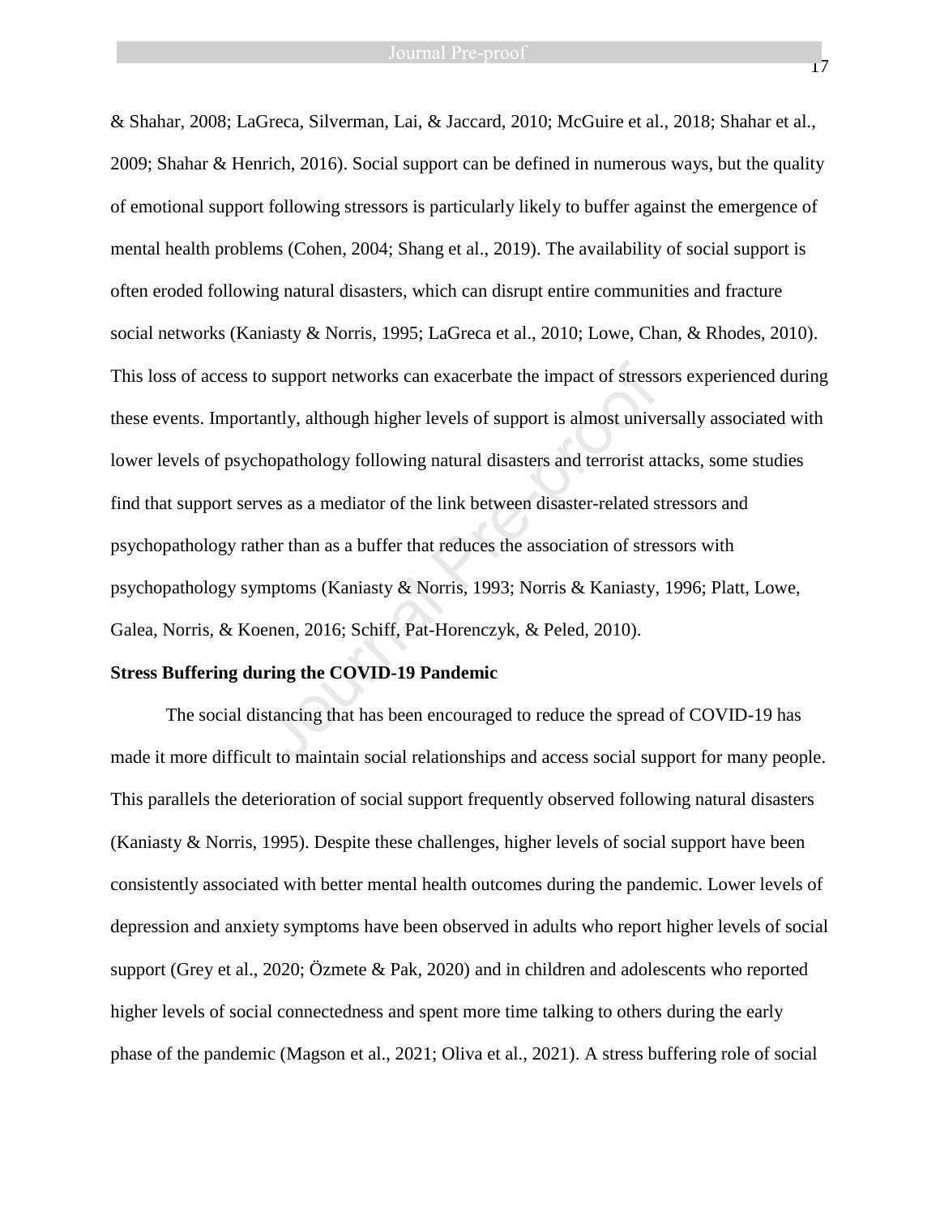& Shahar, 2008; LaGreca, Silverman, Lai, & Jaccard, 2010; McGuire et al., 2018; Shahar et al., 2009; Shahar & Henrich, 2016). Social support can be defined in numerous ways, but the quality of emotional support following stressors is particularly likely to buffer against the emergence of mental health problems (Cohen, 2004; Shang et al., 2019). The availability of social support is often eroded following natural disasters, which can disrupt entire communities and fracture social networks (Kaniasty & Norris, 1995; LaGreca et al., 2010; Lowe, Chan, & Rhodes, 2010). This loss of access to support networks can exacerbate the impact of stressors experienced during these events. Importantly, although higher levels of support is almost universally associated with lower levels of psychopathology following natural disasters and terrorist attacks, some studies find that support serves as a mediator of the link between disaster-related stressors and psychopathology rather than as a buffer that reduces the association of stressors with psychopathology symptoms (Kaniasty & Norris, 1993; Norris & Kaniasty, 1996; Platt, Lowe, Galea, Norris, & Koenen, 2016; Schiff, Pat-Horenczyk, & Peled, 2010).

**Stress Buffering during the COVID-19 Pandemic**

The social distancing that has been encouraged to reduce the spread of COVID-19 has made it more difficult to maintain social relationships and access social support for many people. This parallels the deterioration of social support frequently observed following natural disasters (Kaniasty & Norris, 1995). Despite these challenges, higher levels of social support have been consistently associated with better mental health outcomes during the pandemic. Lower levels of depression and anxiety symptoms have been observed in adults who report higher levels of social support (Grey et al., 2020; Özmete & Pak, 2020) and in children and adolescents who reported higher levels of social connectedness and spent more time talking to others during the early phase of the pandemic (Magson et al., 2021; Oliva et al., 2021). A stress buffering role of social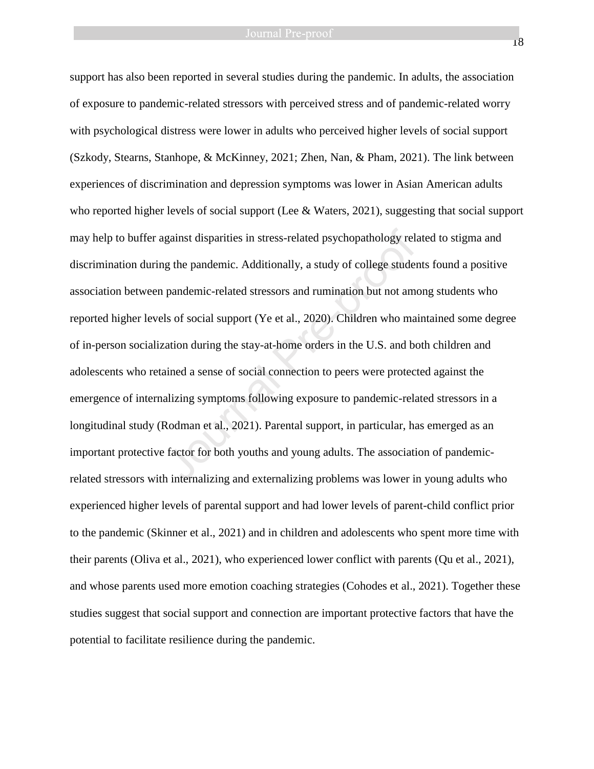support has also been reported in several studies during the pandemic. In adults, the association of exposure to pandemic-related stressors with perceived stress and of pandemic-related worry with psychological distress were lower in adults who perceived higher levels of social support (Szkody, Stearns, Stanhope, & McKinney, 2021; Zhen, Nan, & Pham, 2021). The link between experiences of discrimination and depression symptoms was lower in Asian American adults who reported higher levels of social support (Lee & Waters, 2021), suggesting that social support may help to buffer against disparities in stress-related psychopathology related to stigma and discrimination during the pandemic. Additionally, a study of college students found a positive association between pandemic-related stressors and rumination but not among students who reported higher levels of social support (Ye et al., 2020). Children who maintained some degree of in-person socialization during the stay-at-home orders in the U.S. and both children and adolescents who retained a sense of social connection to peers were protected against the emergence of internalizing symptoms following exposure to pandemic-related stressors in a longitudinal study (Rodman et al., 2021). Parental support, in particular, has emerged as an important protective factor for both youths and young adults. The association of pandemic-related stressors with internalizing and externalizing problems was lower in young adults who experienced higher levels of parental support and had lower levels of parent-child conflict prior to the pandemic (Skinner et al., 2021) and in children and adolescents who spent more time with their parents (Oliva et al., 2021), who experienced lower conflict with parents (Qu et al., 2021), and whose parents used more emotion coaching strategies (Cohodes et al., 2021). Together these studies suggest that social support and connection are important protective factors that have the potential to facilitate resilience during the pandemic.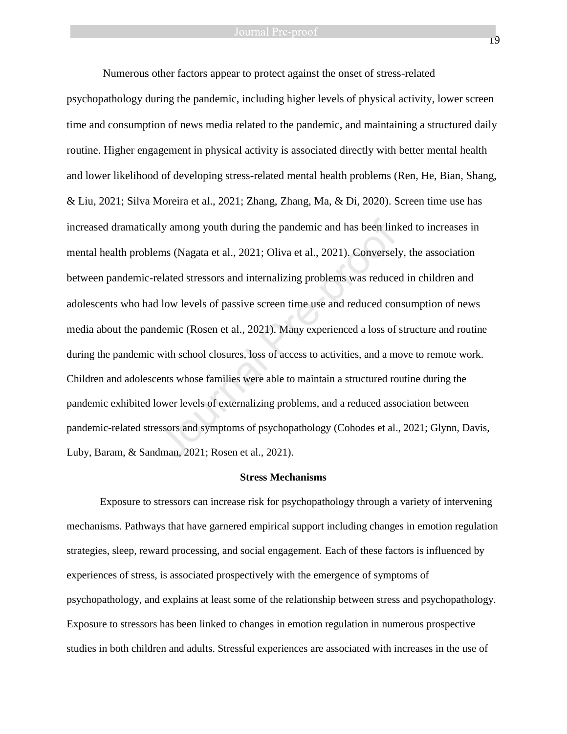Numerous other factors appear to protect against the onset of stress-related psychopathology during the pandemic, including higher levels of physical activity, lower screen time and consumption of news media related to the pandemic, and maintaining a structured daily routine. Higher engagement in physical activity is associated directly with better mental health and lower likelihood of developing stress-related mental health problems (Ren, He, Bian, Shang, & Liu, 2021; Silva Moreira et al., 2021; Zhang, Zhang, Ma, & Di, 2020). Screen time use has increased dramatically among youth during the pandemic and has been linked to increases in mental health problems (Nagata et al., 2021; Oliva et al., 2021). Conversely, the association between pandemic-related stressors and internalizing problems was reduced in children and adolescents who had low levels of passive screen time use and reduced consumption of news media about the pandemic (Rosen et al., 2021). Many experienced a loss of structure and routine during the pandemic with school closures, loss of access to activities, and a move to remote work. Children and adolescents whose families were able to maintain a structured routine during the pandemic exhibited lower levels of externalizing problems, and a reduced association between pandemic-related stressors and symptoms of psychopathology (Cohodes et al., 2021; Glynn, Davis, Luby, Baram, & Sandman, 2021; Rosen et al., 2021).

## Stress Mechanisms

Exposure to stressors can increase risk for psychopathology through a variety of intervening mechanisms. Pathways that have garnered empirical support including changes in emotion regulation strategies, sleep, reward processing, and social engagement. Each of these factors is influenced by experiences of stress, is associated prospectively with the emergence of symptoms of psychopathology, and explains at least some of the relationship between stress and psychopathology. Exposure to stressors has been linked to changes in emotion regulation in numerous prospective studies in both children and adults. Stressful experiences are associated with increases in the use of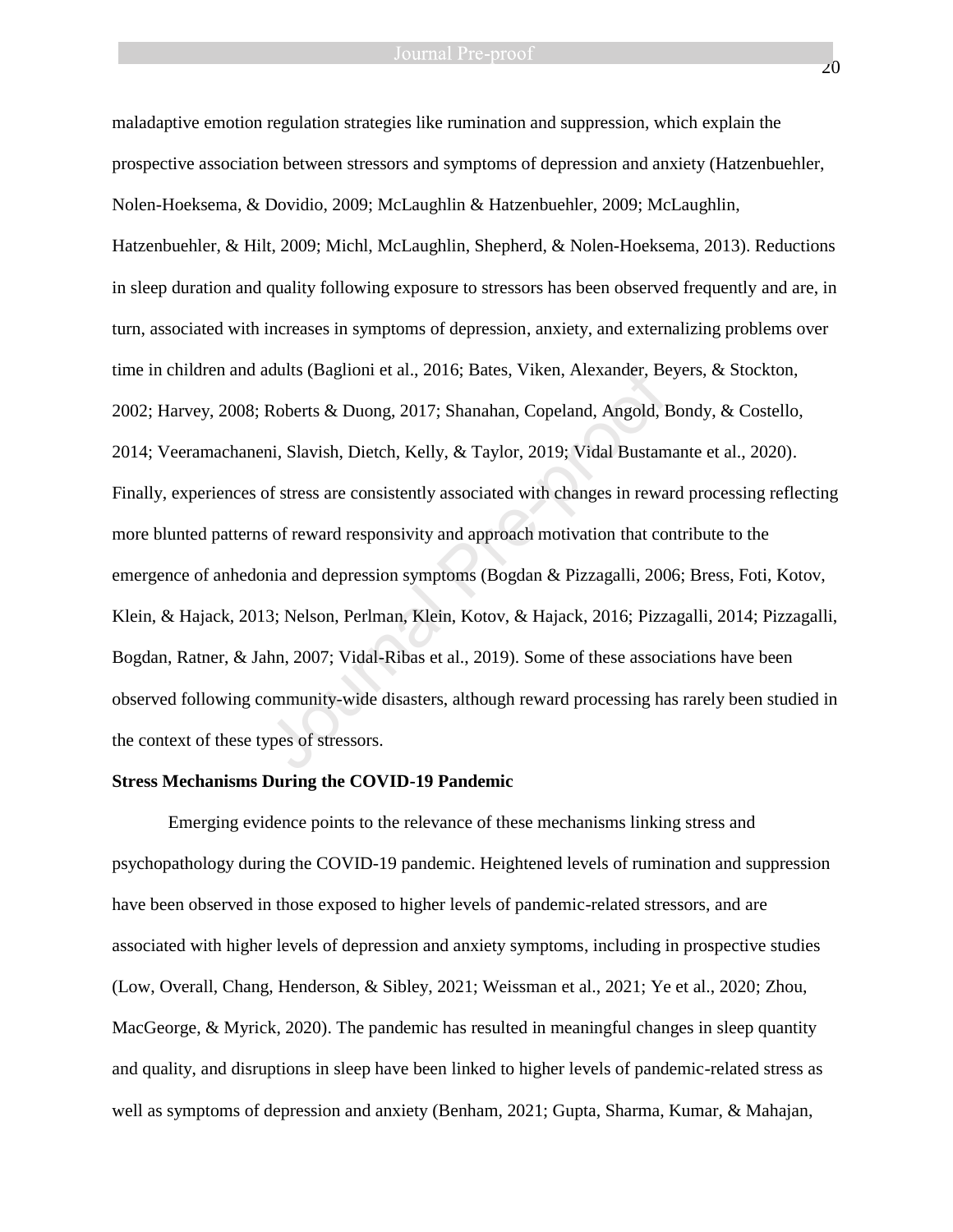maladaptive emotion regulation strategies like rumination and suppression, which explain the prospective association between stressors and symptoms of depression and anxiety (Hatzenbuehler, Nolen-Hoeksema, & Dovidio, 2009; McLaughlin & Hatzenbuehler, 2009; McLaughlin, Hatzenbuehler, & Hilt, 2009; Michl, McLaughlin, Shepherd, & Nolen-Hoeksema, 2013). Reductions in sleep duration and quality following exposure to stressors has been observed frequently and are, in turn, associated with increases in symptoms of depression, anxiety, and externalizing problems over time in children and adults (Baglioni et al., 2016; Bates, Viken, Alexander, Beyers, & Stockton, 2002; Harvey, 2008; Roberts & Duong, 2017; Shanahan, Copeland, Angold, Bondy, & Costello, 2014; Veeramachaneni, Slavish, Dietch, Kelly, & Taylor, 2019; Vidal Bustamante et al., 2020). Finally, experiences of stress are consistently associated with changes in reward processing reflecting more blunted patterns of reward responsivity and approach motivation that contribute to the emergence of anhedonia and depression symptoms (Bogdan & Pizzagalli, 2006; Bress, Foti, Kotov, Klein, & Hajack, 2013; Nelson, Perlman, Klein, Kotov, & Hajack, 2016; Pizzagalli, 2014; Pizzagalli, Bogdan, Ratner, & Jahn, 2007; Vidal-Ribas et al., 2019). Some of these associations have been observed following community-wide disasters, although reward processing has rarely been studied in the context of these types of stressors.

**Stress Mechanisms During the COVID-19 Pandemic**

Emerging evidence points to the relevance of these mechanisms linking stress and psychopathology during the COVID-19 pandemic. Heightened levels of rumination and suppression have been observed in those exposed to higher levels of pandemic-related stressors, and are associated with higher levels of depression and anxiety symptoms, including in prospective studies (Low, Overall, Chang, Henderson, & Sibley, 2021; Weissman et al., 2021; Ye et al., 2020; Zhou, MacGeorge, & Myrick, 2020). The pandemic has resulted in meaningful changes in sleep quantity and quality, and disruptions in sleep have been linked to higher levels of pandemic-related stress as well as symptoms of depression and anxiety (Benham, 2021; Gupta, Sharma, Kumar, & Mahajan,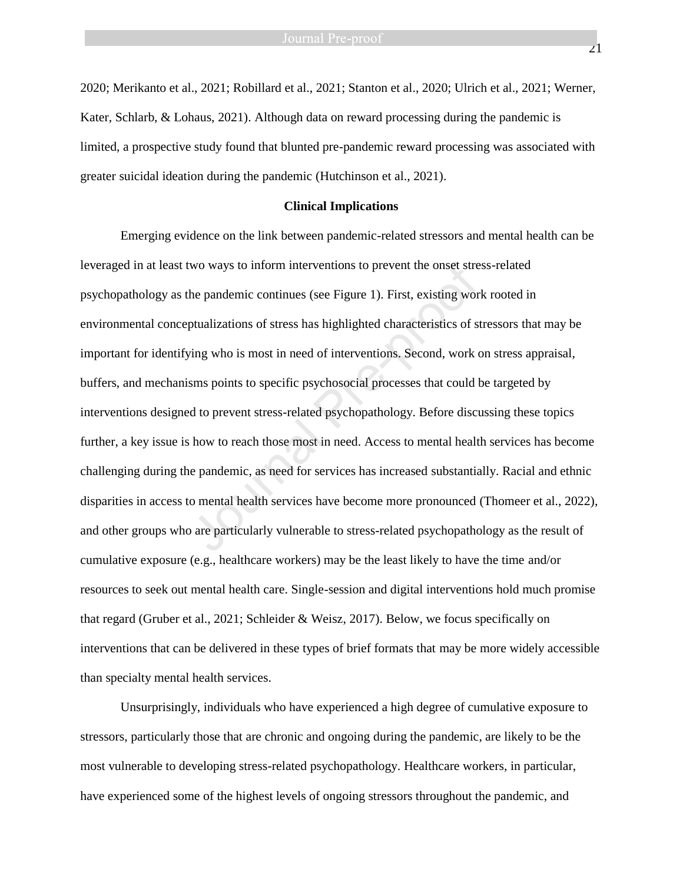2020; Merikanto et al., 2021; Robillard et al., 2021; Stanton et al., 2020; Ulrich et al., 2021; Werner, Kater, Schlarb, & Lohaus, 2021). Although data on reward processing during the pandemic is limited, a prospective study found that blunted pre-pandemic reward processing was associated with greater suicidal ideation during the pandemic (Hutchinson et al., 2021).

## Clinical Implications

Emerging evidence on the link between pandemic-related stressors and mental health can be leveraged in at least two ways to inform interventions to prevent the onset stress-related psychopathology as the pandemic continues (see Figure 1). First, existing work rooted in environmental conceptualizations of stress has highlighted characteristics of stressors that may be important for identifying who is most in need of interventions. Second, work on stress appraisal, buffers, and mechanisms points to specific psychosocial processes that could be targeted by interventions designed to prevent stress-related psychopathology. Before discussing these topics further, a key issue is how to reach those most in need. Access to mental health services has become challenging during the pandemic, as need for services has increased substantially. Racial and ethnic disparities in access to mental health services have become more pronounced (Thomeer et al., 2022), and other groups who are particularly vulnerable to stress-related psychopathology as the result of cumulative exposure (e.g., healthcare workers) may be the least likely to have the time and/or resources to seek out mental health care. Single-session and digital interventions hold much promise that regard (Gruber et al., 2021; Schleider & Weisz, 2017). Below, we focus specifically on interventions that can be delivered in these types of brief formats that may be more widely accessible than specialty mental health services.

Unsurprisingly, individuals who have experienced a high degree of cumulative exposure to stressors, particularly those that are chronic and ongoing during the pandemic, are likely to be the most vulnerable to developing stress-related psychopathology. Healthcare workers, in particular, have experienced some of the highest levels of ongoing stressors throughout the pandemic, and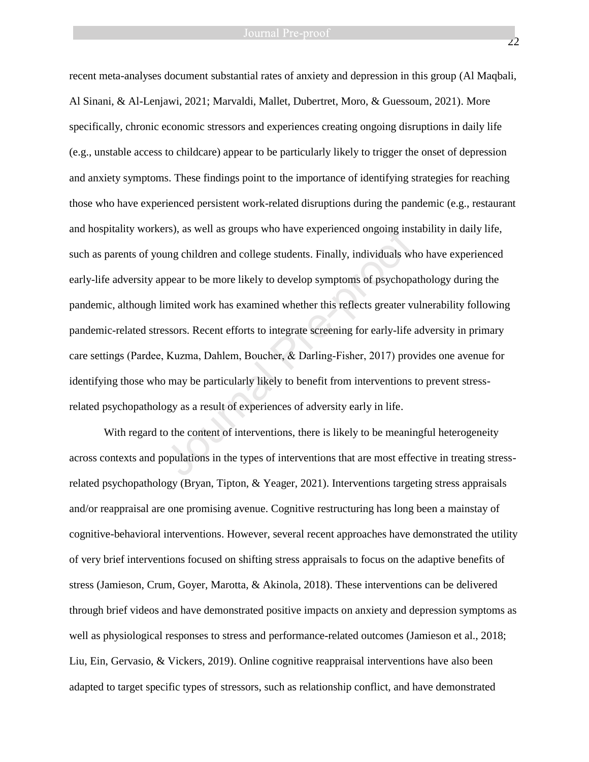recent meta-analyses document substantial rates of anxiety and depression in this group (Al Maqbali, Al Sinani, & Al-Lenjawi, 2021; Marvaldi, Mallet, Dubertret, Moro, & Guessoum, 2021). More specifically, chronic economic stressors and experiences creating ongoing disruptions in daily life (e.g., unstable access to childcare) appear to be particularly likely to trigger the onset of depression and anxiety symptoms. These findings point to the importance of identifying strategies for reaching those who have experienced persistent work-related disruptions during the pandemic (e.g., restaurant and hospitality workers), as well as groups who have experienced ongoing instability in daily life, such as parents of young children and college students. Finally, individuals who have experienced early-life adversity appear to be more likely to develop symptoms of psychopathology during the pandemic, although limited work has examined whether this reflects greater vulnerability following pandemic-related stressors. Recent efforts to integrate screening for early-life adversity in primary care settings (Pardee, Kuzma, Dahlem, Boucher, & Darling-Fisher, 2017) provides one avenue for identifying those who may be particularly likely to benefit from interventions to prevent stress-related psychopathology as a result of experiences of adversity early in life.

With regard to the content of interventions, there is likely to be meaningful heterogeneity across contexts and populations in the types of interventions that are most effective in treating stress-related psychopathology (Bryan, Tipton, & Yeager, 2021). Interventions targeting stress appraisals and/or reappraisal are one promising avenue. Cognitive restructuring has long been a mainstay of cognitive-behavioral interventions. However, several recent approaches have demonstrated the utility of very brief interventions focused on shifting stress appraisals to focus on the adaptive benefits of stress (Jamieson, Crum, Goyer, Marotta, & Akinola, 2018). These interventions can be delivered through brief videos and have demonstrated positive impacts on anxiety and depression symptoms as well as physiological responses to stress and performance-related outcomes (Jamieson et al., 2018; Liu, Ein, Gervasio, & Vickers, 2019). Online cognitive reappraisal interventions have also been adapted to target specific types of stressors, such as relationship conflict, and have demonstrated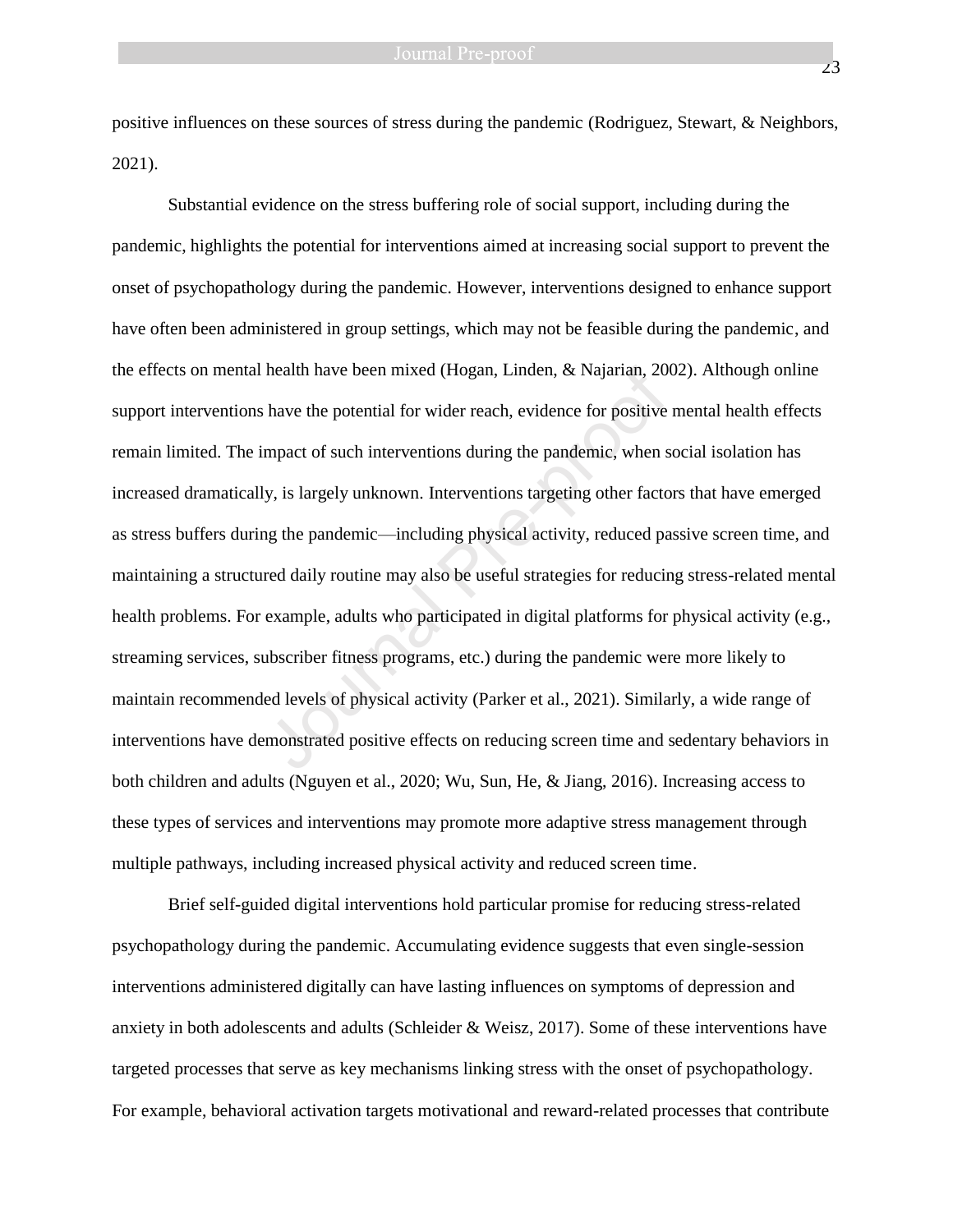positive influences on these sources of stress during the pandemic (Rodriguez, Stewart, & Neighbors, 2021).

Substantial evidence on the stress buffering role of social support, including during the pandemic, highlights the potential for interventions aimed at increasing social support to prevent the onset of psychopathology during the pandemic. However, interventions designed to enhance support have often been administered in group settings, which may not be feasible during the pandemic, and the effects on mental health have been mixed (Hogan, Linden, & Najarian, 2002). Although online support interventions have the potential for wider reach, evidence for positive mental health effects remain limited. The impact of such interventions during the pandemic, when social isolation has increased dramatically, is largely unknown. Interventions targeting other factors that have emerged as stress buffers during the pandemic—including physical activity, reduced passive screen time, and maintaining a structured daily routine may also be useful strategies for reducing stress-related mental health problems. For example, adults who participated in digital platforms for physical activity (e.g., streaming services, subscriber fitness programs, etc.) during the pandemic were more likely to maintain recommended levels of physical activity (Parker et al., 2021). Similarly, a wide range of interventions have demonstrated positive effects on reducing screen time and sedentary behaviors in both children and adults (Nguyen et al., 2020; Wu, Sun, He, & Jiang, 2016). Increasing access to these types of services and interventions may promote more adaptive stress management through multiple pathways, including increased physical activity and reduced screen time.

Brief self-guided digital interventions hold particular promise for reducing stress-related psychopathology during the pandemic. Accumulating evidence suggests that even single-session interventions administered digitally can have lasting influences on symptoms of depression and anxiety in both adolescents and adults (Schleider & Weisz, 2017). Some of these interventions have targeted processes that serve as key mechanisms linking stress with the onset of psychopathology. For example, behavioral activation targets motivational and reward-related processes that contribute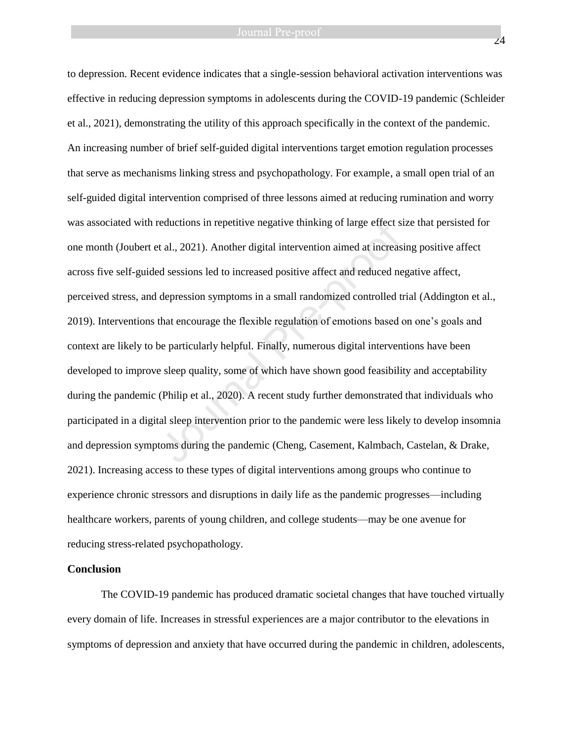to depression. Recent evidence indicates that a single-session behavioral activation interventions was effective in reducing depression symptoms in adolescents during the COVID-19 pandemic (Schleider et al., 2021), demonstrating the utility of this approach specifically in the context of the pandemic. An increasing number of brief self-guided digital interventions target emotion regulation processes that serve as mechanisms linking stress and psychopathology. For example, a small open trial of an self-guided digital intervention comprised of three lessons aimed at reducing rumination and worry was associated with reductions in repetitive negative thinking of large effect size that persisted for one month (Joubert et al., 2021). Another digital intervention aimed at increasing positive affect across five self-guided sessions led to increased positive affect and reduced negative affect, perceived stress, and depression symptoms in a small randomized controlled trial (Addington et al., 2019). Interventions that encourage the flexible regulation of emotions based on one's goals and context are likely to be particularly helpful. Finally, numerous digital interventions have been developed to improve sleep quality, some of which have shown good feasibility and acceptability during the pandemic (Philip et al., 2020). A recent study further demonstrated that individuals who participated in a digital sleep intervention prior to the pandemic were less likely to develop insomnia and depression symptoms during the pandemic (Cheng, Casement, Kalmbach, Castelan, & Drake, 2021). Increasing access to these types of digital interventions among groups who continue to experience chronic stressors and disruptions in daily life as the pandemic progresses—including healthcare workers, parents of young children, and college students—may be one avenue for reducing stress-related psychopathology.

## Conclusion

The COVID-19 pandemic has produced dramatic societal changes that have touched virtually every domain of life. Increases in stressful experiences are a major contributor to the elevations in symptoms of depression and anxiety that have occurred during the pandemic in children, adolescents,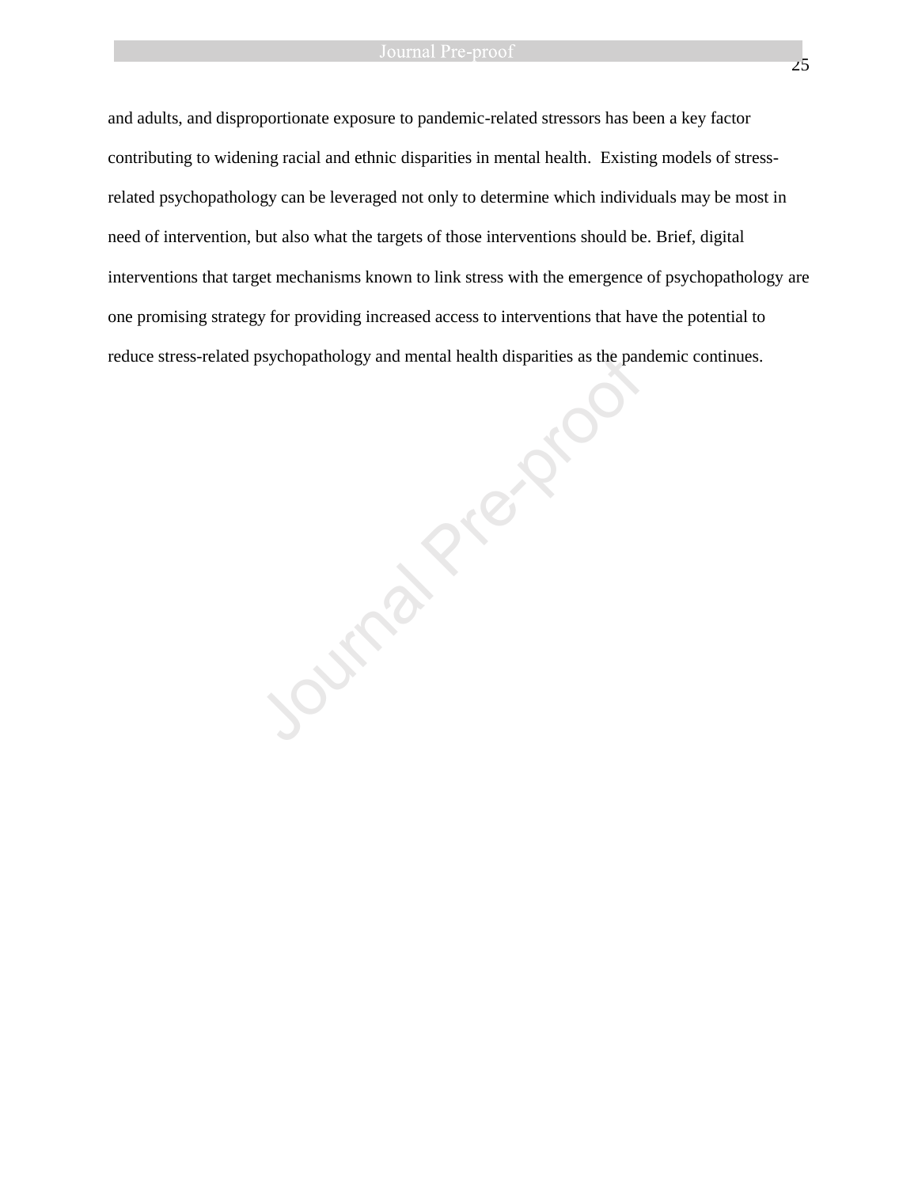and adults, and disproportionate exposure to pandemic-related stressors has been a key factor contributing to widening racial and ethnic disparities in mental health. Existing models of stress-related psychopathology can be leveraged not only to determine which individuals may be most in need of intervention, but also what the targets of those interventions should be. Brief, digital interventions that target mechanisms known to link stress with the emergence of psychopathology are one promising strategy for providing increased access to interventions that have the potential to reduce stress-related psychopathology and mental health disparities as the pandemic continues.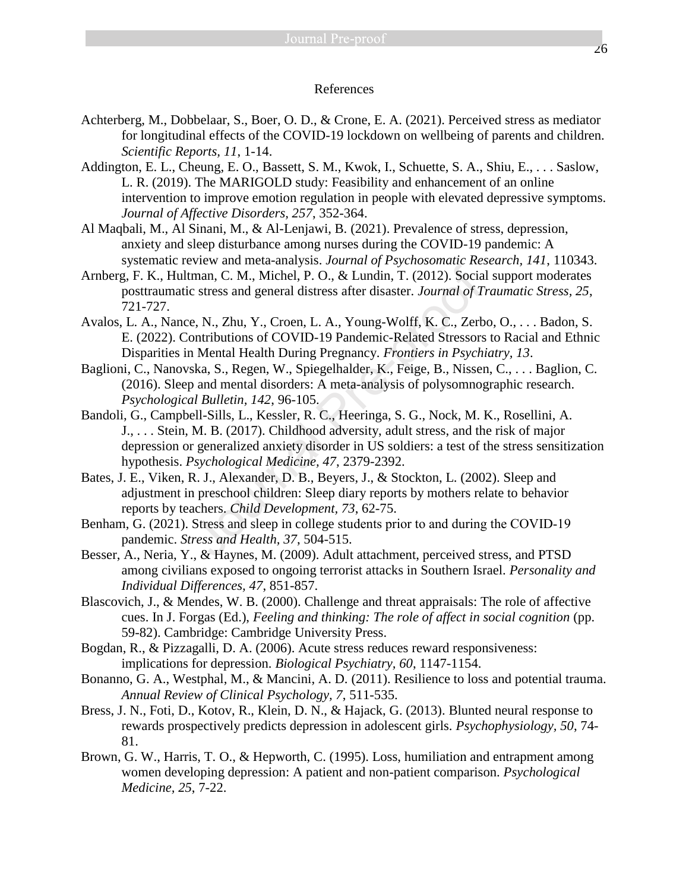# References

Achterberg, M., Dobbelaar, S., Boer, O. D., & Crone, E. A. (2021). Perceived stress as mediator for longitudinal effects of the COVID-19 lockdown on wellbeing of parents and children. *Scientific Reports, 11*, 1-14.

Addington, E. L., Cheung, E. O., Bassett, S. M., Kwok, I., Schuette, S. A., Shiu, E., . . . Saslow, L. R. (2019). The MARIGOLD study: Feasibility and enhancement of an online intervention to improve emotion regulation in people with elevated depressive symptoms. *Journal of Affective Disorders, 257*, 352-364.

Al Maqbali, M., Al Sinani, M., & Al-Lenjawi, B. (2021). Prevalence of stress, depression, anxiety and sleep disturbance among nurses during the COVID-19 pandemic: A systematic review and meta-analysis. *Journal of Psychosomatic Research, 141*, 110343.

Arnberg, F. K., Hultman, C. M., Michel, P. O., & Lundin, T. (2012). Social support moderates posttraumatic stress and general distress after disaster. *Journal of Traumatic Stress, 25*, 721-727.

Avalos, L. A., Nance, N., Zhu, Y., Croen, L. A., Young-Wolff, K. C., Zerbo, O., . . . Badon, S. E. (2022). Contributions of COVID-19 Pandemic-Related Stressors to Racial and Ethnic Disparities in Mental Health During Pregnancy. *Frontiers in Psychiatry, 13*.

Baglioni, C., Nanovska, S., Regen, W., Spiegelhalder, K., Feige, B., Nissen, C., . . . Baglion, C. (2016). Sleep and mental disorders: A meta-analysis of polysomnographic research. *Psychological Bulletin, 142*, 96-105.

Bandoli, G., Campbell-Sills, L., Kessler, R. C., Heeringa, S. G., Nock, M. K., Rosellini, A. J., . . . Stein, M. B. (2017). Childhood adversity, adult stress, and the risk of major depression or generalized anxiety disorder in US soldiers: a test of the stress sensitization hypothesis. *Psychological Medicine, 47*, 2379-2392.

Bates, J. E., Viken, R. J., Alexander, D. B., Beyers, J., & Stockton, L. (2002). Sleep and adjustment in preschool children: Sleep diary reports by mothers relate to behavior reports by teachers. *Child Development, 73*, 62-75.

Benham, G. (2021). Stress and sleep in college students prior to and during the COVID-19 pandemic. *Stress and Health, 37*, 504-515.

Besser, A., Neria, Y., & Haynes, M. (2009). Adult attachment, perceived stress, and PTSD among civilians exposed to ongoing terrorist attacks in Southern Israel. *Personality and Individual Differences, 47*, 851-857.

Blascovich, J., & Mendes, W. B. (2000). Challenge and threat appraisals: The role of affective cues. In J. Forgas (Ed.), *Feeling and thinking: The role of affect in social cognition* (pp. 59-82). Cambridge: Cambridge University Press.

Bogdan, R., & Pizzagalli, D. A. (2006). Acute stress reduces reward responsiveness: implications for depression. *Biological Psychiatry, 60*, 1147-1154.

Bonanno, G. A., Westphal, M., & Mancini, A. D. (2011). Resilience to loss and potential trauma. *Annual Review of Clinical Psychology, 7*, 511-535.

Bress, J. N., Foti, D., Kotov, R., Klein, D. N., & Hajack, G. (2013). Blunted neural response to rewards prospectively predicts depression in adolescent girls. *Psychophysiology, 50*, 74-81.

Brown, G. W., Harris, T. O., & Hepworth, C. (1995). Loss, humiliation and entrapment among women developing depression: A patient and non-patient comparison. *Psychological Medicine, 25*, 7-22.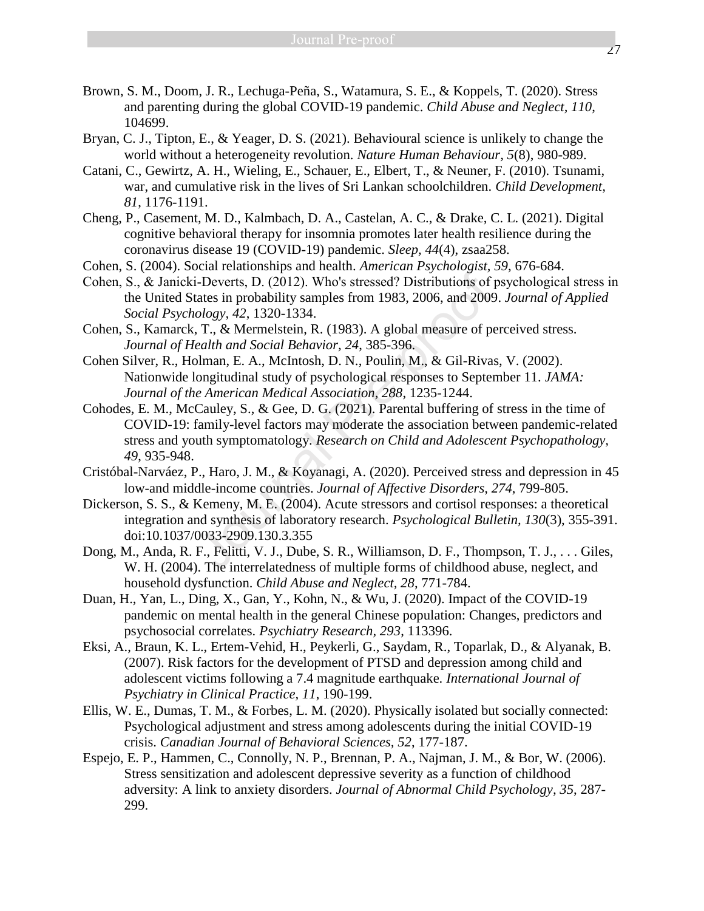Brown, S. M., Doom, J. R., Lechuga-Peña, S., Watamura, S. E., & Koppels, T. (2020). Stress and parenting during the global COVID-19 pandemic. *Child Abuse and Neglect, 110*, 104699.

Bryan, C. J., Tipton, E., & Yeager, D. S. (2021). Behavioural science is unlikely to change the world without a heterogeneity revolution. *Nature Human Behaviour, 5*(8), 980-989.

Catani, C., Gewirtz, A. H., Wieling, E., Schauer, E., Elbert, T., & Neuner, F. (2010). Tsunami, war, and cumulative risk in the lives of Sri Lankan schoolchildren. *Child Development, 81*, 1176-1191.

Cheng, P., Casement, M. D., Kalmbach, D. A., Castelan, A. C., & Drake, C. L. (2021). Digital cognitive behavioral therapy for insomnia promotes later health resilience during the coronavirus disease 19 (COVID-19) pandemic. *Sleep, 44*(4), zsaa258.

Cohen, S. (2004). Social relationships and health. *American Psychologist, 59*, 676-684.

Cohen, S., & Janicki-Deverts, D. (2012). Who's stressed? Distributions of psychological stress in the United States in probability samples from 1983, 2006, and 2009. *Journal of Applied Social Psychology, 42*, 1320-1334.

Cohen, S., Kamarck, T., & Mermelstein, R. (1983). A global measure of perceived stress. *Journal of Health and Social Behavior, 24*, 385-396.

Cohen Silver, R., Holman, E. A., McIntosh, D. N., Poulin, M., & Gil-Rivas, V. (2002). Nationwide longitudinal study of psychological responses to September 11. *JAMA: Journal of the American Medical Association, 288*, 1235-1244.

Cohodes, E. M., McCauley, S., & Gee, D. G. (2021). Parental buffering of stress in the time of COVID-19: family-level factors may moderate the association between pandemic-related stress and youth symptomatology. *Research on Child and Adolescent Psychopathology, 49*, 935-948.

Cristóbal-Narváez, P., Haro, J. M., & Koyanagi, A. (2020). Perceived stress and depression in 45 low-and middle-income countries. *Journal of Affective Disorders, 274*, 799-805.

Dickerson, S. S., & Kemeny, M. E. (2004). Acute stressors and cortisol responses: a theoretical integration and synthesis of laboratory research. *Psychological Bulletin, 130*(3), 355-391. doi:10.1037/0033-2909.130.3.355

Dong, M., Anda, R. F., Felitti, V. J., Dube, S. R., Williamson, D. F., Thompson, T. J., . . . Giles, W. H. (2004). The interrelatedness of multiple forms of childhood abuse, neglect, and household dysfunction. *Child Abuse and Neglect, 28*, 771-784.

Duan, H., Yan, L., Ding, X., Gan, Y., Kohn, N., & Wu, J. (2020). Impact of the COVID-19 pandemic on mental health in the general Chinese population: Changes, predictors and psychosocial correlates. *Psychiatry Research, 293*, 113396.

Eksi, A., Braun, K. L., Ertem-Vehid, H., Peykerli, G., Saydam, R., Toparlak, D., & Alyanak, B. (2007). Risk factors for the development of PTSD and depression among child and adolescent victims following a 7.4 magnitude earthquake. *International Journal of Psychiatry in Clinical Practice, 11*, 190-199.

Ellis, W. E., Dumas, T. M., & Forbes, L. M. (2020). Physically isolated but socially connected: Psychological adjustment and stress among adolescents during the initial COVID-19 crisis. *Canadian Journal of Behavioral Sciences, 52*, 177-187.

Espejo, E. P., Hammen, C., Connolly, N. P., Brennan, P. A., Najman, J. M., & Bor, W. (2006). Stress sensitization and adolescent depressive severity as a function of childhood adversity: A link to anxiety disorders. *Journal of Abnormal Child Psychology, 35*, 287-299.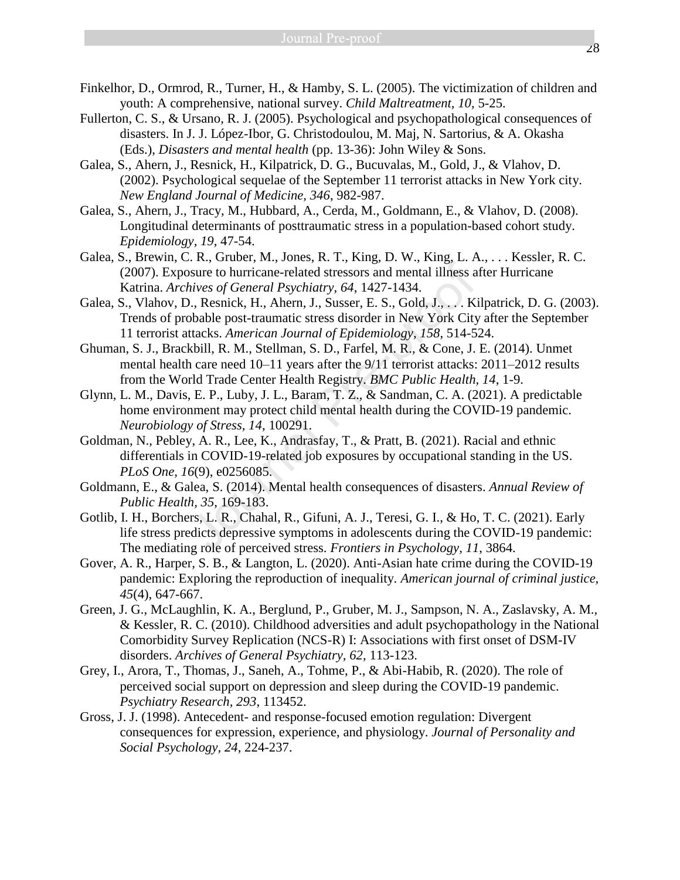Finkelhor, D., Ormrod, R., Turner, H., & Hamby, S. L. (2005). The victimization of children and youth: A comprehensive, national survey. *Child Maltreatment, 10*, 5-25.

Fullerton, C. S., & Ursano, R. J. (2005). Psychological and psychopathological consequences of disasters. In J. J. López-Ibor, G. Christodoulou, M. Maj, N. Sartorius, & A. Okasha (Eds.), *Disasters and mental health* (pp. 13-36): John Wiley & Sons.

Galea, S., Ahern, J., Resnick, H., Kilpatrick, D. G., Bucuvalas, M., Gold, J., & Vlahov, D. (2002). Psychological sequelae of the September 11 terrorist attacks in New York city. *New England Journal of Medicine, 346*, 982-987.

Galea, S., Ahern, J., Tracy, M., Hubbard, A., Cerda, M., Goldmann, E., & Vlahov, D. (2008). Longitudinal determinants of posttraumatic stress in a population-based cohort study. *Epidemiology, 19*, 47-54.

Galea, S., Brewin, C. R., Gruber, M., Jones, R. T., King, D. W., King, L. A., . . . Kessler, R. C. (2007). Exposure to hurricane-related stressors and mental illness after Hurricane Katrina. *Archives of General Psychiatry, 64*, 1427-1434.

Galea, S., Vlahov, D., Resnick, H., Ahern, J., Susser, E. S., Gold, J., . . . Kilpatrick, D. G. (2003). Trends of probable post-traumatic stress disorder in New York City after the September 11 terrorist attacks. *American Journal of Epidemiology, 158*, 514-524.

Ghuman, S. J., Brackbill, R. M., Stellman, S. D., Farfel, M. R., & Cone, J. E. (2014). Unmet mental health care need 10–11 years after the 9/11 terrorist attacks: 2011–2012 results from the World Trade Center Health Registry. *BMC Public Health, 14*, 1-9.

Glynn, L. M., Davis, E. P., Luby, J. L., Baram, T. Z., & Sandman, C. A. (2021). A predictable home environment may protect child mental health during the COVID-19 pandemic. *Neurobiology of Stress, 14*, 100291.

Goldman, N., Pebley, A. R., Lee, K., Andrasfay, T., & Pratt, B. (2021). Racial and ethnic differentials in COVID-19-related job exposures by occupational standing in the US. *PLoS One, 16*(9), e0256085.

Goldmann, E., & Galea, S. (2014). Mental health consequences of disasters. *Annual Review of Public Health, 35*, 169-183.

Gotlib, I. H., Borchers, L. R., Chahal, R., Gifuni, A. J., Teresi, G. I., & Ho, T. C. (2021). Early life stress predicts depressive symptoms in adolescents during the COVID-19 pandemic: The mediating role of perceived stress. *Frontiers in Psychology, 11*, 3864.

Gover, A. R., Harper, S. B., & Langton, L. (2020). Anti-Asian hate crime during the COVID-19 pandemic: Exploring the reproduction of inequality. *American journal of criminal justice, 45*(4), 647-667.

Green, J. G., McLaughlin, K. A., Berglund, P., Gruber, M. J., Sampson, N. A., Zaslavsky, A. M., & Kessler, R. C. (2010). Childhood adversities and adult psychopathology in the National Comorbidity Survey Replication (NCS-R) I: Associations with first onset of DSM-IV disorders. *Archives of General Psychiatry, 62*, 113-123.

Grey, I., Arora, T., Thomas, J., Saneh, A., Tohme, P., & Abi-Habib, R. (2020). The role of perceived social support on depression and sleep during the COVID-19 pandemic. *Psychiatry Research, 293*, 113452.

Gross, J. J. (1998). Antecedent- and response-focused emotion regulation: Divergent consequences for expression, experience, and physiology. *Journal of Personality and Social Psychology, 24*, 224-237.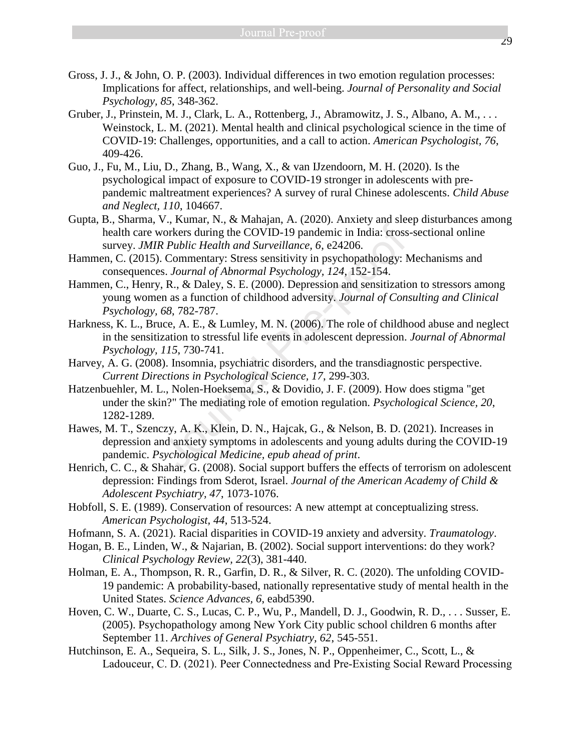Gross, J. J., & John, O. P. (2003). Individual differences in two emotion regulation processes: Implications for affect, relationships, and well-being. *Journal of Personality and Social Psychology, 85*, 348-362.

Gruber, J., Prinstein, M. J., Clark, L. A., Rottenberg, J., Abramowitz, J. S., Albano, A. M., . . . Weinstock, L. M. (2021). Mental health and clinical psychological science in the time of COVID-19: Challenges, opportunities, and a call to action. *American Psychologist, 76*, 409-426.

Guo, J., Fu, M., Liu, D., Zhang, B., Wang, X., & van IJzendoorn, M. H. (2020). Is the psychological impact of exposure to COVID-19 stronger in adolescents with pre-pandemic maltreatment experiences? A survey of rural Chinese adolescents. *Child Abuse and Neglect, 110*, 104667.

Gupta, B., Sharma, V., Kumar, N., & Mahajan, A. (2020). Anxiety and sleep disturbances among health care workers during the COVID-19 pandemic in India: cross-sectional online survey. *JMIR Public Health and Surveillance, 6*, e24206.

Hammen, C. (2015). Commentary: Stress sensitivity in psychopathology: Mechanisms and consequences. *Journal of Abnormal Psychology, 124*, 152-154.

Hammen, C., Henry, R., & Daley, S. E. (2000). Depression and sensitization to stressors among young women as a function of childhood adversity. *Journal of Consulting and Clinical Psychology, 68*, 782-787.

Harkness, K. L., Bruce, A. E., & Lumley, M. N. (2006). The role of childhood abuse and neglect in the sensitization to stressful life events in adolescent depression. *Journal of Abnormal Psychology, 115*, 730-741.

Harvey, A. G. (2008). Insomnia, psychiatric disorders, and the transdiagnostic perspective. *Current Directions in Psychological Science, 17*, 299-303.

Hatzenbuehler, M. L., Nolen-Hoeksema, S., & Dovidio, J. F. (2009). How does stigma "get under the skin?" The mediating role of emotion regulation. *Psychological Science, 20*, 1282-1289.

Hawes, M. T., Szenczy, A. K., Klein, D. N., Hajcak, G., & Nelson, B. D. (2021). Increases in depression and anxiety symptoms in adolescents and young adults during the COVID-19 pandemic. *Psychological Medicine, epub ahead of print*.

Henrich, C. C., & Shahar, G. (2008). Social support buffers the effects of terrorism on adolescent depression: Findings from Sderot, Israel. *Journal of the American Academy of Child & Adolescent Psychiatry, 47*, 1073-1076.

Hobfoll, S. E. (1989). Conservation of resources: A new attempt at conceptualizing stress. *American Psychologist, 44*, 513-524.

Hofmann, S. A. (2021). Racial disparities in COVID-19 anxiety and adversity. *Traumatology*.

Hogan, B. E., Linden, W., & Najarian, B. (2002). Social support interventions: do they work? *Clinical Psychology Review, 22*(3), 381-440.

Holman, E. A., Thompson, R. R., Garfin, D. R., & Silver, R. C. (2020). The unfolding COVID-19 pandemic: A probability-based, nationally representative study of mental health in the United States. *Science Advances, 6*, eabd5390.

Hoven, C. W., Duarte, C. S., Lucas, C. P., Wu, P., Mandell, D. J., Goodwin, R. D., . . . Susser, E. (2005). Psychopathology among New York City public school children 6 months after September 11. *Archives of General Psychiatry, 62*, 545-551.

Hutchinson, E. A., Sequeira, S. L., Silk, J. S., Jones, N. P., Oppenheimer, C., Scott, L., & Ladouceur, C. D. (2021). Peer Connectedness and Pre-Existing Social Reward Processing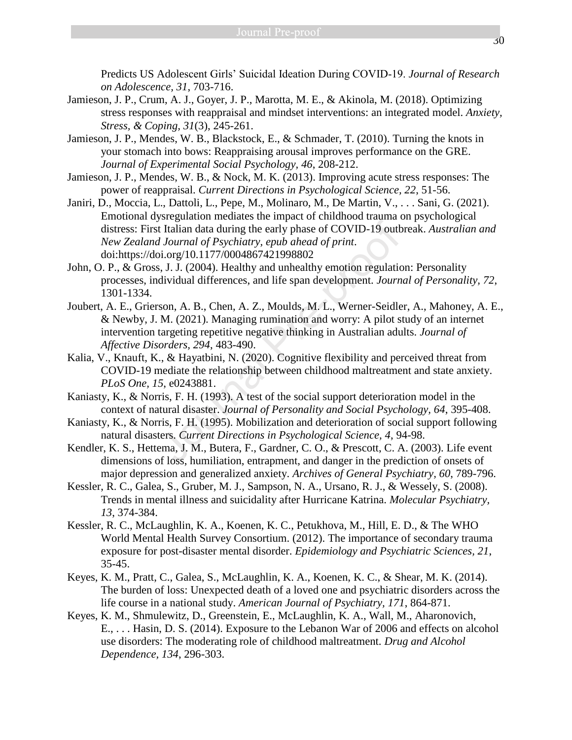Predicts US Adolescent Girls' Suicidal Ideation During COVID-19. *Journal of Research on Adolescence, 31*, 703-716.

Jamieson, J. P., Crum, A. J., Goyer, J. P., Marotta, M. E., & Akinola, M. (2018). Optimizing stress responses with reappraisal and mindset interventions: an integrated model. *Anxiety, Stress, & Coping, 31*(3), 245-261.

Jamieson, J. P., Mendes, W. B., Blackstock, E., & Schmader, T. (2010). Turning the knots in your stomach into bows: Reappraising arousal improves performance on the GRE. *Journal of Experimental Social Psychology, 46*, 208-212.

Jamieson, J. P., Mendes, W. B., & Nock, M. K. (2013). Improving acute stress responses: The power of reappraisal. *Current Directions in Psychological Science, 22*, 51-56.

Janiri, D., Moccia, L., Dattoli, L., Pepe, M., Molinaro, M., De Martin, V., . . . Sani, G. (2021). Emotional dysregulation mediates the impact of childhood trauma on psychological distress: First Italian data during the early phase of COVID-19 outbreak. *Australian and New Zealand Journal of Psychiatry, epub ahead of print*. doi:https://doi.org/10.1177/0004867421998802

John, O. P., & Gross, J. J. (2004). Healthy and unhealthy emotion regulation: Personality processes, individual differences, and life span development. *Journal of Personality, 72*, 1301-1334.

Joubert, A. E., Grierson, A. B., Chen, A. Z., Moulds, M. L., Werner-Seidler, A., Mahoney, A. E., & Newby, J. M. (2021). Managing rumination and worry: A pilot study of an internet intervention targeting repetitive negative thinking in Australian adults. *Journal of Affective Disorders, 294*, 483-490.

Kalia, V., Knauft, K., & Hayatbini, N. (2020). Cognitive flexibility and perceived threat from COVID-19 mediate the relationship between childhood maltreatment and state anxiety. *PLoS One, 15*, e0243881.

Kaniasty, K., & Norris, F. H. (1993). A test of the social support deterioration model in the context of natural disaster. *Journal of Personality and Social Psychology, 64*, 395-408.

Kaniasty, K., & Norris, F. H. (1995). Mobilization and deterioration of social support following natural disasters. *Current Directions in Psychological Science, 4*, 94-98.

Kendler, K. S., Hettema, J. M., Butera, F., Gardner, C. O., & Prescott, C. A. (2003). Life event dimensions of loss, humiliation, entrapment, and danger in the prediction of onsets of major depression and generalized anxiety. *Archives of General Psychiatry, 60*, 789-796.

Kessler, R. C., Galea, S., Gruber, M. J., Sampson, N. A., Ursano, R. J., & Wessely, S. (2008). Trends in mental illness and suicidality after Hurricane Katrina. *Molecular Psychiatry, 13*, 374-384.

Kessler, R. C., McLaughlin, K. A., Koenen, K. C., Petukhova, M., Hill, E. D., & The WHO World Mental Health Survey Consortium. (2012). The importance of secondary trauma exposure for post-disaster mental disorder. *Epidemiology and Psychiatric Sciences, 21*, 35-45.

Keyes, K. M., Pratt, C., Galea, S., McLaughlin, K. A., Koenen, K. C., & Shear, M. K. (2014). The burden of loss: Unexpected death of a loved one and psychiatric disorders across the life course in a national study. *American Journal of Psychiatry, 171*, 864-871.

Keyes, K. M., Shmulewitz, D., Greenstein, E., McLaughlin, K. A., Wall, M., Aharonovich, E., . . . Hasin, D. S. (2014). Exposure to the Lebanon War of 2006 and effects on alcohol use disorders: The moderating role of childhood maltreatment. *Drug and Alcohol Dependence, 134*, 296-303.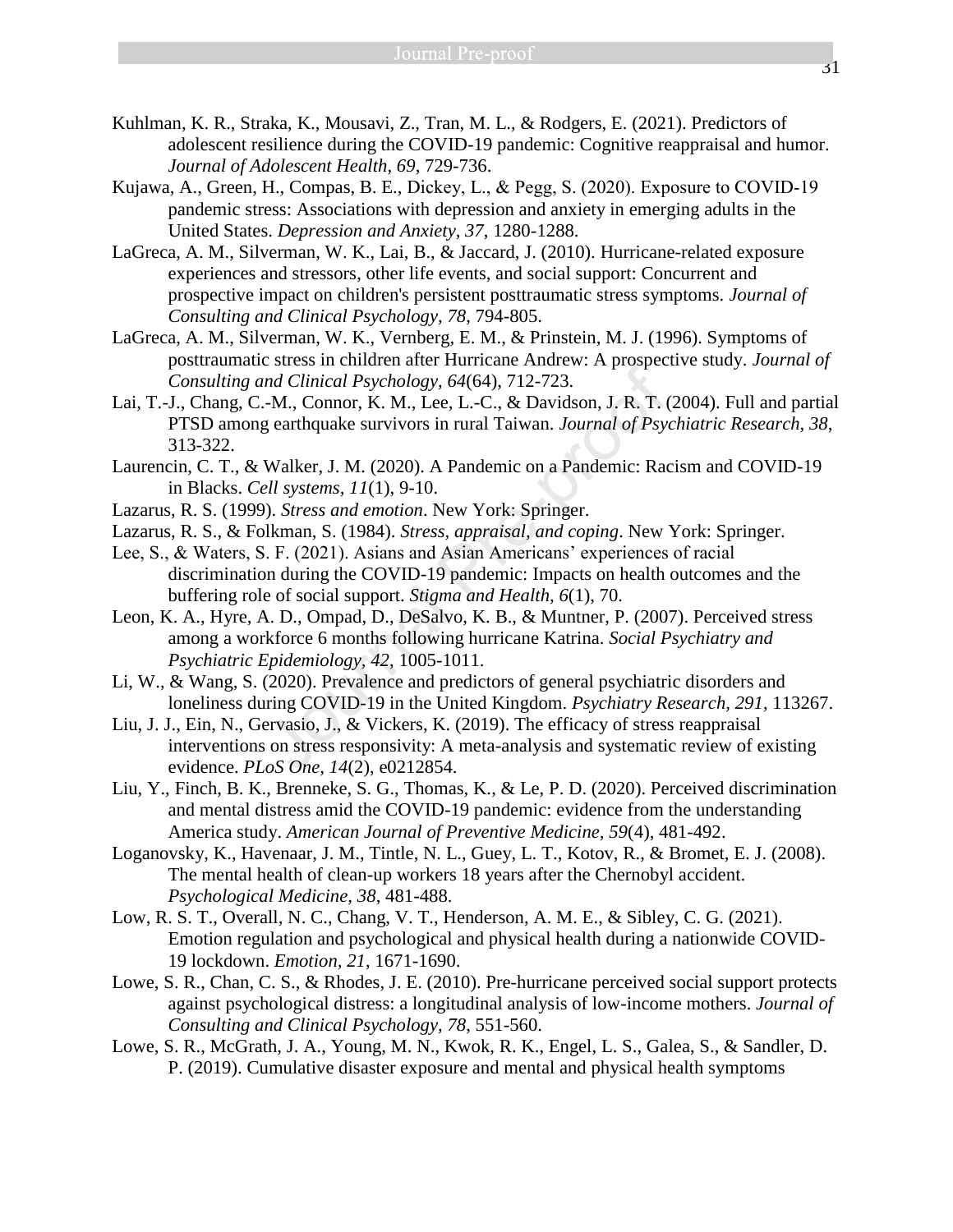Kuhlman, K. R., Straka, K., Mousavi, Z., Tran, M. L., & Rodgers, E. (2021). Predictors of adolescent resilience during the COVID-19 pandemic: Cognitive reappraisal and humor. *Journal of Adolescent Health, 69*, 729-736.

Kujawa, A., Green, H., Compas, B. E., Dickey, L., & Pegg, S. (2020). Exposure to COVID-19 pandemic stress: Associations with depression and anxiety in emerging adults in the United States. *Depression and Anxiety, 37*, 1280-1288.

LaGreca, A. M., Silverman, W. K., Lai, B., & Jaccard, J. (2010). Hurricane-related exposure experiences and stressors, other life events, and social support: Concurrent and prospective impact on children's persistent posttraumatic stress symptoms. *Journal of Consulting and Clinical Psychology, 78*, 794-805.

LaGreca, A. M., Silverman, W. K., Vernberg, E. M., & Prinstein, M. J. (1996). Symptoms of posttraumatic stress in children after Hurricane Andrew: A prospective study. *Journal of Consulting and Clinical Psychology, 64*(64), 712-723.

Lai, T.-J., Chang, C.-M., Connor, K. M., Lee, L.-C., & Davidson, J. R. T. (2004). Full and partial PTSD among earthquake survivors in rural Taiwan. *Journal of Psychiatric Research, 38*, 313-322.

Laurencin, C. T., & Walker, J. M. (2020). A Pandemic on a Pandemic: Racism and COVID-19 in Blacks. *Cell systems, 11*(1), 9-10.

Lazarus, R. S. (1999). *Stress and emotion*. New York: Springer.

Lazarus, R. S., & Folkman, S. (1984). *Stress, appraisal, and coping*. New York: Springer.

Lee, S., & Waters, S. F. (2021). Asians and Asian Americans' experiences of racial discrimination during the COVID-19 pandemic: Impacts on health outcomes and the buffering role of social support. *Stigma and Health, 6*(1), 70.

Leon, K. A., Hyre, A. D., Ompad, D., DeSalvo, K. B., & Muntner, P. (2007). Perceived stress among a workforce 6 months following hurricane Katrina. *Social Psychiatry and Psychiatric Epidemiology, 42*, 1005-1011.

Li, W., & Wang, S. (2020). Prevalence and predictors of general psychiatric disorders and loneliness during COVID-19 in the United Kingdom. *Psychiatry Research, 291*, 113267.

Liu, J. J., Ein, N., Gervasio, J., & Vickers, K. (2019). The efficacy of stress reappraisal interventions on stress responsivity: A meta-analysis and systematic review of existing evidence. *PLoS One, 14*(2), e0212854.

Liu, Y., Finch, B. K., Brenneke, S. G., Thomas, K., & Le, P. D. (2020). Perceived discrimination and mental distress amid the COVID-19 pandemic: evidence from the understanding America study. *American Journal of Preventive Medicine, 59*(4), 481-492.

Loganovsky, K., Havenaar, J. M., Tintle, N. L., Guey, L. T., Kotov, R., & Bromet, E. J. (2008). The mental health of clean-up workers 18 years after the Chernobyl accident. *Psychological Medicine, 38*, 481-488.

Low, R. S. T., Overall, N. C., Chang, V. T., Henderson, A. M. E., & Sibley, C. G. (2021). Emotion regulation and psychological and physical health during a nationwide COVID-19 lockdown. *Emotion, 21*, 1671-1690.

Lowe, S. R., Chan, C. S., & Rhodes, J. E. (2010). Pre-hurricane perceived social support protects against psychological distress: a longitudinal analysis of low-income mothers. *Journal of Consulting and Clinical Psychology, 78*, 551-560.

Lowe, S. R., McGrath, J. A., Young, M. N., Kwok, R. K., Engel, L. S., Galea, S., & Sandler, D. P. (2019). Cumulative disaster exposure and mental and physical health symptoms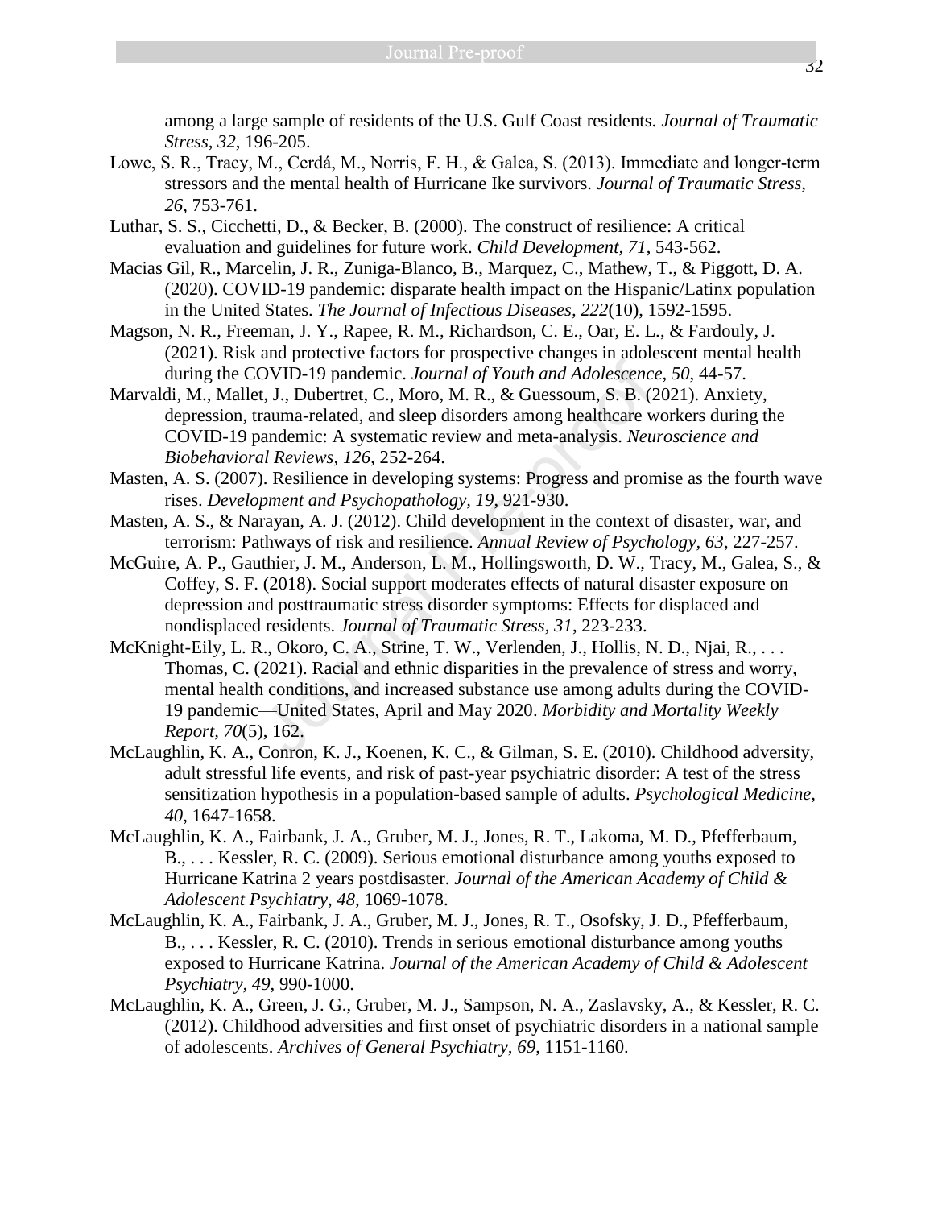among a large sample of residents of the U.S. Gulf Coast residents. *Journal of Traumatic Stress, 32*, 196-205.

Lowe, S. R., Tracy, M., Cerdá, M., Norris, F. H., & Galea, S. (2013). Immediate and longer-term stressors and the mental health of Hurricane Ike survivors. *Journal of Traumatic Stress, 26*, 753-761.

Luthar, S. S., Cicchetti, D., & Becker, B. (2000). The construct of resilience: A critical evaluation and guidelines for future work. *Child Development, 71*, 543-562.

Macias Gil, R., Marcelin, J. R., Zuniga-Blanco, B., Marquez, C., Mathew, T., & Piggott, D. A. (2020). COVID-19 pandemic: disparate health impact on the Hispanic/Latinx population in the United States. *The Journal of Infectious Diseases*, *222*(10), 1592-1595.

Magson, N. R., Freeman, J. Y., Rapee, R. M., Richardson, C. E., Oar, E. L., & Fardouly, J. (2021). Risk and protective factors for prospective changes in adolescent mental health during the COVID-19 pandemic. *Journal of Youth and Adolescence, 50*, 44-57.

Marvaldi, M., Mallet, J., Dubertret, C., Moro, M. R., & Guessoum, S. B. (2021). Anxiety, depression, trauma-related, and sleep disorders among healthcare workers during the COVID-19 pandemic: A systematic review and meta-analysis. *Neuroscience and Biobehavioral Reviews, 126*, 252-264.

Masten, A. S. (2007). Resilience in developing systems: Progress and promise as the fourth wave rises. *Development and Psychopathology, 19*, 921-930.

Masten, A. S., & Narayan, A. J. (2012). Child development in the context of disaster, war, and terrorism: Pathways of risk and resilience. *Annual Review of Psychology, 63*, 227-257.

McGuire, A. P., Gauthier, J. M., Anderson, L. M., Hollingsworth, D. W., Tracy, M., Galea, S., & Coffey, S. F. (2018). Social support moderates effects of natural disaster exposure on depression and posttraumatic stress disorder symptoms: Effects for displaced and nondisplaced residents. *Journal of Traumatic Stress, 31*, 223-233.

McKnight-Eily, L. R., Okoro, C. A., Strine, T. W., Verlenden, J., Hollis, N. D., Njai, R., . . . Thomas, C. (2021). Racial and ethnic disparities in the prevalence of stress and worry, mental health conditions, and increased substance use among adults during the COVID-19 pandemic—United States, April and May 2020. *Morbidity and Mortality Weekly Report, 70*(5), 162.

McLaughlin, K. A., Conron, K. J., Koenen, K. C., & Gilman, S. E. (2010). Childhood adversity, adult stressful life events, and risk of past-year psychiatric disorder: A test of the stress sensitization hypothesis in a population-based sample of adults. *Psychological Medicine, 40*, 1647-1658.

McLaughlin, K. A., Fairbank, J. A., Gruber, M. J., Jones, R. T., Lakoma, M. D., Pfefferbaum, B., . . . Kessler, R. C. (2009). Serious emotional disturbance among youths exposed to Hurricane Katrina 2 years postdisaster. *Journal of the American Academy of Child & Adolescent Psychiatry, 48*, 1069-1078.

McLaughlin, K. A., Fairbank, J. A., Gruber, M. J., Jones, R. T., Osofsky, J. D., Pfefferbaum, B., . . . Kessler, R. C. (2010). Trends in serious emotional disturbance among youths exposed to Hurricane Katrina. *Journal of the American Academy of Child & Adolescent Psychiatry, 49*, 990-1000.

McLaughlin, K. A., Green, J. G., Gruber, M. J., Sampson, N. A., Zaslavsky, A., & Kessler, R. C. (2012). Childhood adversities and first onset of psychiatric disorders in a national sample of adolescents. *Archives of General Psychiatry, 69*, 1151-1160.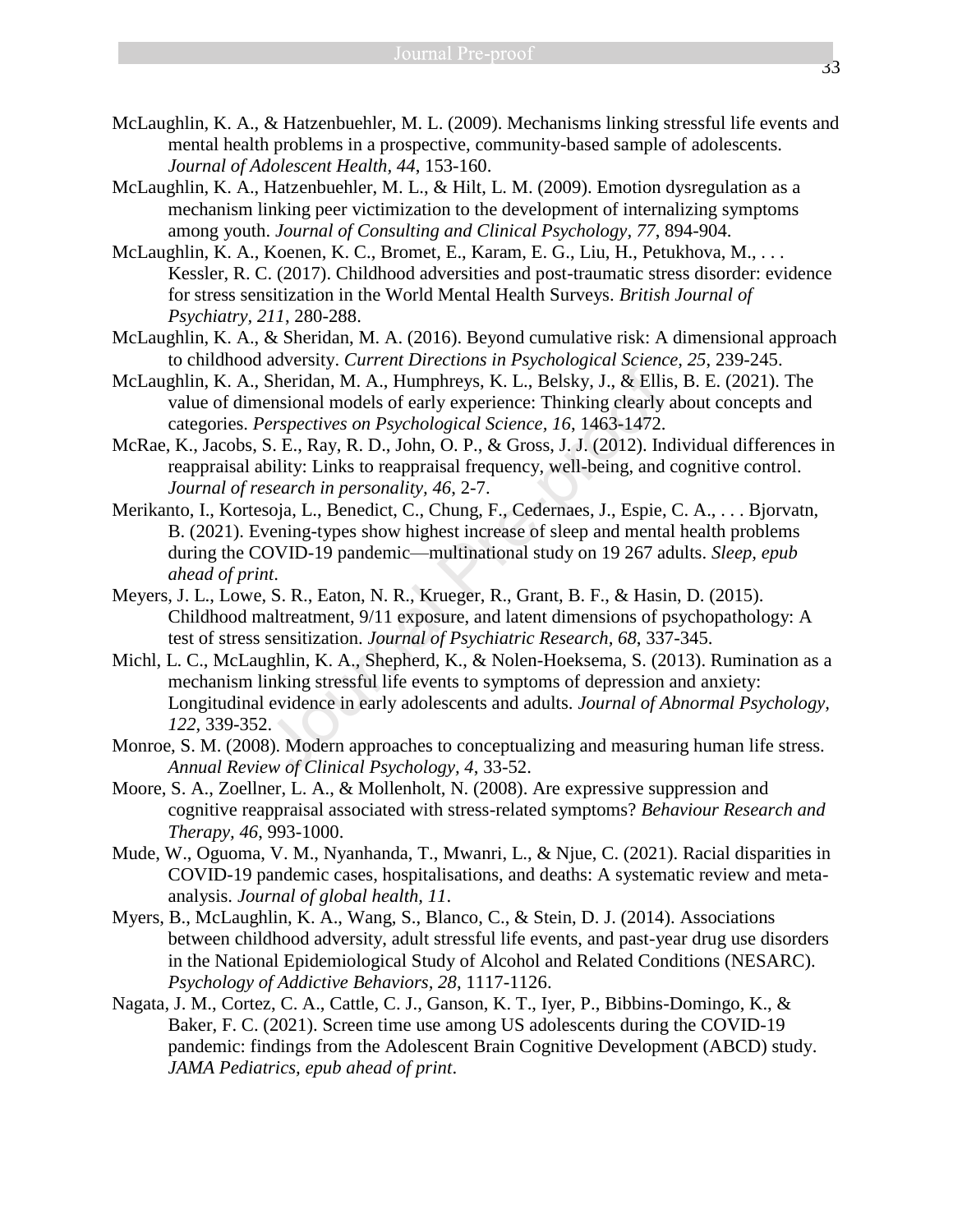McLaughlin, K. A., & Hatzenbuehler, M. L. (2009). Mechanisms linking stressful life events and mental health problems in a prospective, community-based sample of adolescents. *Journal of Adolescent Health, 44*, 153-160.

McLaughlin, K. A., Hatzenbuehler, M. L., & Hilt, L. M. (2009). Emotion dysregulation as a mechanism linking peer victimization to the development of internalizing symptoms among youth. *Journal of Consulting and Clinical Psychology, 77*, 894-904.

McLaughlin, K. A., Koenen, K. C., Bromet, E., Karam, E. G., Liu, H., Petukhova, M., . . . Kessler, R. C. (2017). Childhood adversities and post-traumatic stress disorder: evidence for stress sensitization in the World Mental Health Surveys. *British Journal of Psychiatry, 211*, 280-288.

McLaughlin, K. A., & Sheridan, M. A. (2016). Beyond cumulative risk: A dimensional approach to childhood adversity. *Current Directions in Psychological Science, 25*, 239-245.

McLaughlin, K. A., Sheridan, M. A., Humphreys, K. L., Belsky, J., & Ellis, B. E. (2021). The value of dimensional models of early experience: Thinking clearly about concepts and categories. *Perspectives on Psychological Science, 16*, 1463-1472.

McRae, K., Jacobs, S. E., Ray, R. D., John, O. P., & Gross, J. J. (2012). Individual differences in reappraisal ability: Links to reappraisal frequency, well-being, and cognitive control. *Journal of research in personality, 46*, 2-7.

Merikanto, I., Kortesoja, L., Benedict, C., Chung, F., Cedernaes, J., Espie, C. A., . . . Bjorvatn, B. (2021). Evening-types show highest increase of sleep and mental health problems during the COVID-19 pandemic—multinational study on 19 267 adults. *Sleep, epub ahead of print*.

Meyers, J. L., Lowe, S. R., Eaton, N. R., Krueger, R., Grant, B. F., & Hasin, D. (2015). Childhood maltreatment, 9/11 exposure, and latent dimensions of psychopathology: A test of stress sensitization. *Journal of Psychiatric Research, 68*, 337-345.

Michl, L. C., McLaughlin, K. A., Shepherd, K., & Nolen-Hoeksema, S. (2013). Rumination as a mechanism linking stressful life events to symptoms of depression and anxiety: Longitudinal evidence in early adolescents and adults. *Journal of Abnormal Psychology, 122*, 339-352.

Monroe, S. M. (2008). Modern approaches to conceptualizing and measuring human life stress. *Annual Review of Clinical Psychology, 4*, 33-52.

Moore, S. A., Zoellner, L. A., & Mollenholt, N. (2008). Are expressive suppression and cognitive reappraisal associated with stress-related symptoms? *Behaviour Research and Therapy, 46*, 993-1000.

Mude, W., Oguoma, V. M., Nyanhanda, T., Mwanri, L., & Njue, C. (2021). Racial disparities in COVID-19 pandemic cases, hospitalisations, and deaths: A systematic review and meta-analysis. *Journal of global health, 11*.

Myers, B., McLaughlin, K. A., Wang, S., Blanco, C., & Stein, D. J. (2014). Associations between childhood adversity, adult stressful life events, and past-year drug use disorders in the National Epidemiological Study of Alcohol and Related Conditions (NESARC). *Psychology of Addictive Behaviors, 28*, 1117-1126.

Nagata, J. M., Cortez, C. A., Cattle, C. J., Ganson, K. T., Iyer, P., Bibbins-Domingo, K., & Baker, F. C. (2021). Screen time use among US adolescents during the COVID-19 pandemic: findings from the Adolescent Brain Cognitive Development (ABCD) study. *JAMA Pediatrics, epub ahead of print*.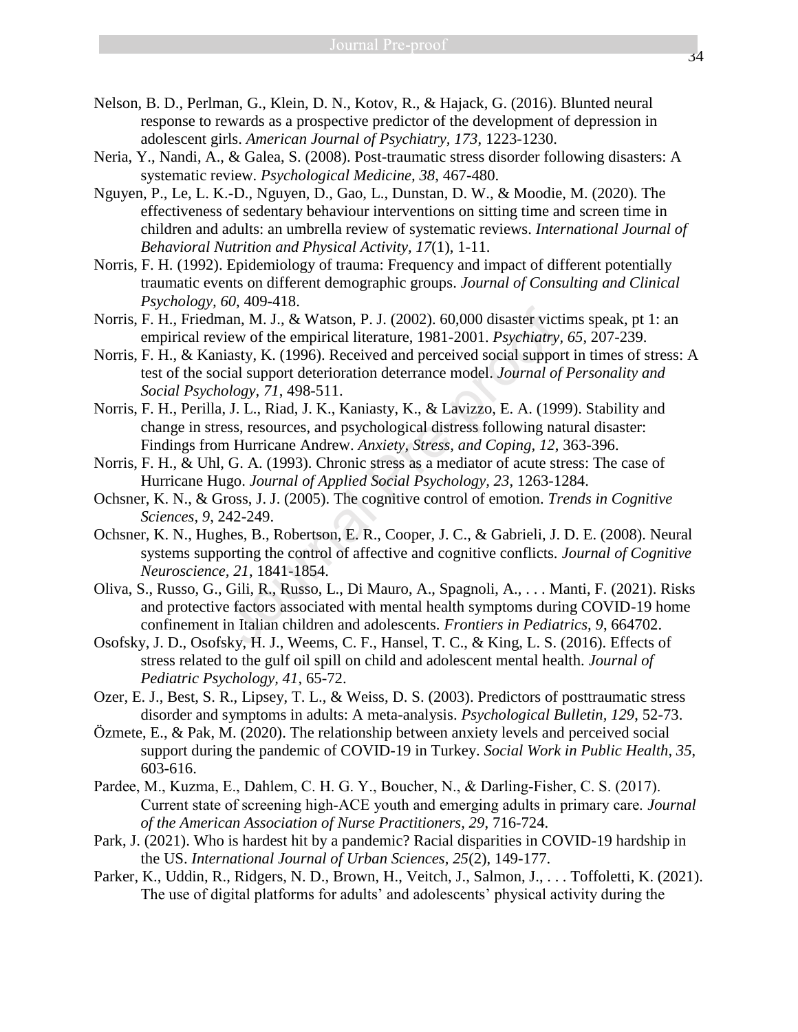Nelson, B. D., Perlman, G., Klein, D. N., Kotov, R., & Hajack, G. (2016). Blunted neural response to rewards as a prospective predictor of the development of depression in adolescent girls. *American Journal of Psychiatry, 173*, 1223-1230.

Neria, Y., Nandi, A., & Galea, S. (2008). Post-traumatic stress disorder following disasters: A systematic review. *Psychological Medicine, 38*, 467-480.

Nguyen, P., Le, L. K.-D., Nguyen, D., Gao, L., Dunstan, D. W., & Moodie, M. (2020). The effectiveness of sedentary behaviour interventions on sitting time and screen time in children and adults: an umbrella review of systematic reviews. *International Journal of Behavioral Nutrition and Physical Activity, 17*(1), 1-11.

Norris, F. H. (1992). Epidemiology of trauma: Frequency and impact of different potentially traumatic events on different demographic groups. *Journal of Consulting and Clinical Psychology, 60*, 409-418.

Norris, F. H., Friedman, M. J., & Watson, P. J. (2002). 60,000 disaster victims speak, pt 1: an empirical review of the empirical literature, 1981-2001. *Psychiatry, 65*, 207-239.

Norris, F. H., & Kaniasty, K. (1996). Received and perceived social support in times of stress: A test of the social support deterioration deterrance model. *Journal of Personality and Social Psychology, 71*, 498-511.

Norris, F. H., Perilla, J. L., Riad, J. K., Kaniasty, K., & Lavizzo, E. A. (1999). Stability and change in stress, resources, and psychological distress following natural disaster: Findings from Hurricane Andrew. *Anxiety, Stress, and Coping, 12*, 363-396.

Norris, F. H., & Uhl, G. A. (1993). Chronic stress as a mediator of acute stress: The case of Hurricane Hugo. *Journal of Applied Social Psychology, 23*, 1263-1284.

Ochsner, K. N., & Gross, J. J. (2005). The cognitive control of emotion. *Trends in Cognitive Sciences, 9*, 242-249.

Ochsner, K. N., Hughes, B., Robertson, E. R., Cooper, J. C., & Gabrieli, J. D. E. (2008). Neural systems supporting the control of affective and cognitive conflicts. *Journal of Cognitive Neuroscience, 21*, 1841-1854.

Oliva, S., Russo, G., Gili, R., Russo, L., Di Mauro, A., Spagnoli, A., . . . Manti, F. (2021). Risks and protective factors associated with mental health symptoms during COVID-19 home confinement in Italian children and adolescents. *Frontiers in Pediatrics, 9*, 664702.

Osofsky, J. D., Osofsky, H. J., Weems, C. F., Hansel, T. C., & King, L. S. (2016). Effects of stress related to the gulf oil spill on child and adolescent mental health. *Journal of Pediatric Psychology, 41*, 65-72.

Ozer, E. J., Best, S. R., Lipsey, T. L., & Weiss, D. S. (2003). Predictors of posttraumatic stress disorder and symptoms in adults: A meta-analysis. *Psychological Bulletin, 129*, 52-73.

Özmete, E., & Pak, M. (2020). The relationship between anxiety levels and perceived social support during the pandemic of COVID-19 in Turkey. *Social Work in Public Health, 35*, 603-616.

Pardee, M., Kuzma, E., Dahlem, C. H. G. Y., Boucher, N., & Darling-Fisher, C. S. (2017). Current state of screening high-ACE youth and emerging adults in primary care. *Journal of the American Association of Nurse Practitioners, 29*, 716-724.

Park, J. (2021). Who is hardest hit by a pandemic? Racial disparities in COVID-19 hardship in the US. *International Journal of Urban Sciences, 25*(2), 149-177.

Parker, K., Uddin, R., Ridgers, N. D., Brown, H., Veitch, J., Salmon, J., . . . Toffoletti, K. (2021). The use of digital platforms for adults' and adolescents' physical activity during the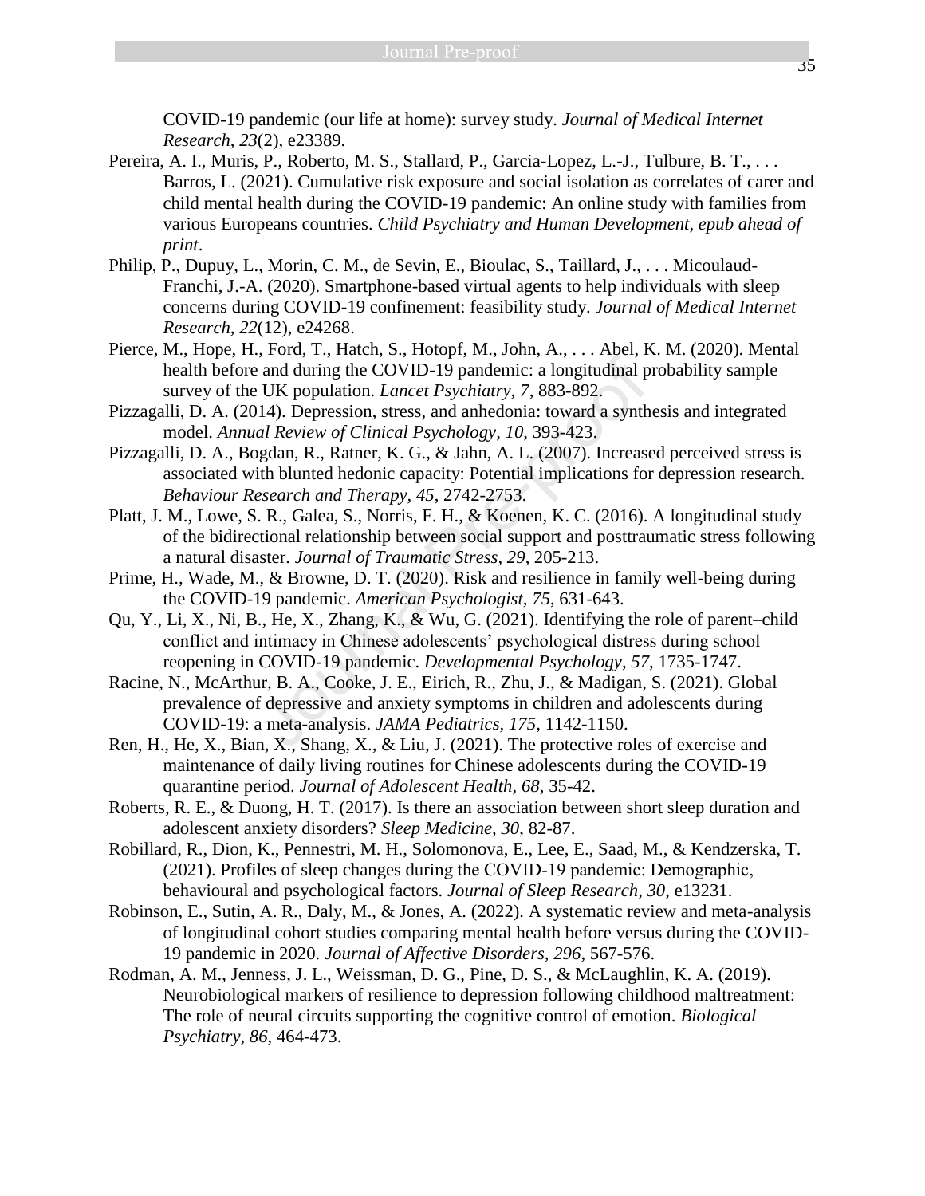COVID-19 pandemic (our life at home): survey study. *Journal of Medical Internet Research*, *23*(2), e23389.

Pereira, A. I., Muris, P., Roberto, M. S., Stallard, P., Garcia-Lopez, L.-J., Tulbure, B. T., . . . Barros, L. (2021). Cumulative risk exposure and social isolation as correlates of carer and child mental health during the COVID-19 pandemic: An online study with families from various Europeans countries. *Child Psychiatry and Human Development, epub ahead of print*.

Philip, P., Dupuy, L., Morin, C. M., de Sevin, E., Bioulac, S., Taillard, J., . . . Micoulaud-Franchi, J.-A. (2020). Smartphone-based virtual agents to help individuals with sleep concerns during COVID-19 confinement: feasibility study. *Journal of Medical Internet Research*, *22*(12), e24268.

Pierce, M., Hope, H., Ford, T., Hatch, S., Hotopf, M., John, A., . . . Abel, K. M. (2020). Mental health before and during the COVID-19 pandemic: a longitudinal probability sample survey of the UK population. *Lancet Psychiatry*, *7*, 883-892.

Pizzagalli, D. A. (2014). Depression, stress, and anhedonia: toward a synthesis and integrated model. *Annual Review of Clinical Psychology, 10*, 393-423.

Pizzagalli, D. A., Bogdan, R., Ratner, K. G., & Jahn, A. L. (2007). Increased perceived stress is associated with blunted hedonic capacity: Potential implications for depression research. *Behaviour Research and Therapy, 45*, 2742-2753.

Platt, J. M., Lowe, S. R., Galea, S., Norris, F. H., & Koenen, K. C. (2016). A longitudinal study of the bidirectional relationship between social support and posttraumatic stress following a natural disaster. *Journal of Traumatic Stress, 29*, 205-213.

Prime, H., Wade, M., & Browne, D. T. (2020). Risk and resilience in family well-being during the COVID-19 pandemic. *American Psychologist, 75*, 631-643.

Qu, Y., Li, X., Ni, B., He, X., Zhang, K., & Wu, G. (2021). Identifying the role of parent–child conflict and intimacy in Chinese adolescents' psychological distress during school reopening in COVID-19 pandemic. *Developmental Psychology, 57*, 1735-1747.

Racine, N., McArthur, B. A., Cooke, J. E., Eirich, R., Zhu, J., & Madigan, S. (2021). Global prevalence of depressive and anxiety symptoms in children and adolescents during COVID-19: a meta-analysis. *JAMA Pediatrics, 175*, 1142-1150.

Ren, H., He, X., Bian, X., Shang, X., & Liu, J. (2021). The protective roles of exercise and maintenance of daily living routines for Chinese adolescents during the COVID-19 quarantine period. *Journal of Adolescent Health, 68*, 35-42.

Roberts, R. E., & Duong, H. T. (2017). Is there an association between short sleep duration and adolescent anxiety disorders? *Sleep Medicine, 30*, 82-87.

Robillard, R., Dion, K., Pennestri, M. H., Solomonova, E., Lee, E., Saad, M., & Kendzerska, T. (2021). Profiles of sleep changes during the COVID-19 pandemic: Demographic, behavioural and psychological factors. *Journal of Sleep Research, 30*, e13231.

Robinson, E., Sutin, A. R., Daly, M., & Jones, A. (2022). A systematic review and meta-analysis of longitudinal cohort studies comparing mental health before versus during the COVID-19 pandemic in 2020. *Journal of Affective Disorders, 296*, 567-576.

Rodman, A. M., Jenness, J. L., Weissman, D. G., Pine, D. S., & McLaughlin, K. A. (2019). Neurobiological markers of resilience to depression following childhood maltreatment: The role of neural circuits supporting the cognitive control of emotion. *Biological Psychiatry, 86*, 464-473.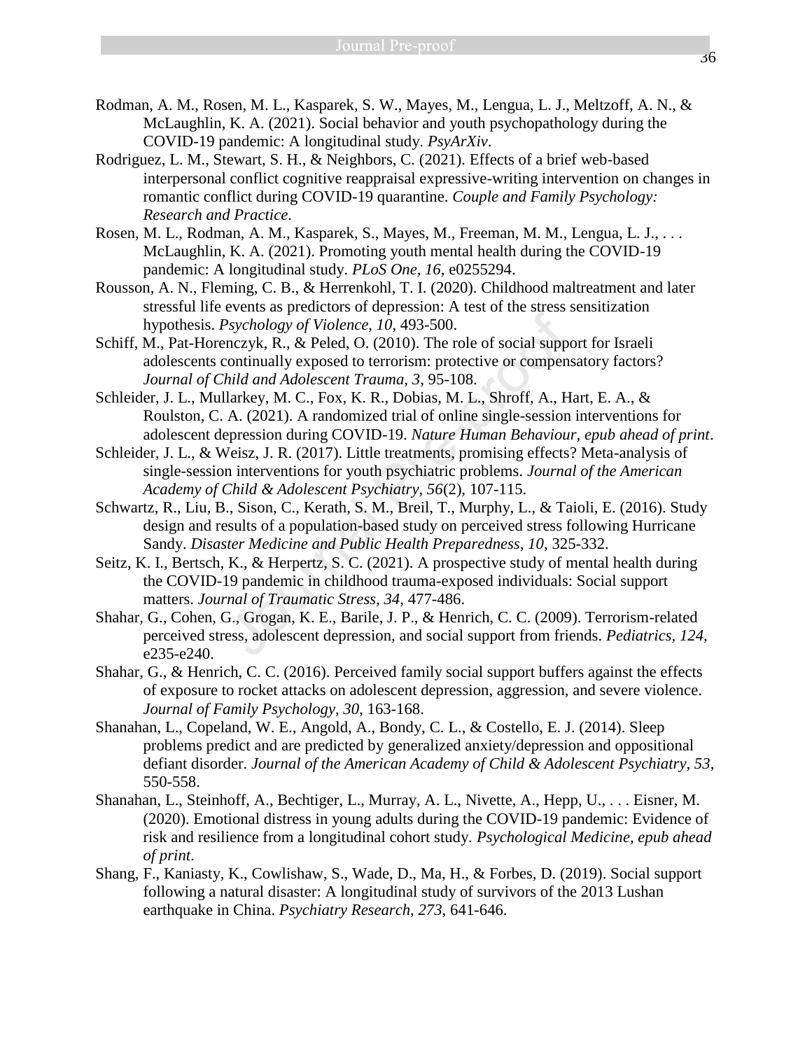Rodman, A. M., Rosen, M. L., Kasparek, S. W., Mayes, M., Lengua, L. J., Meltzoff, A. N., & McLaughlin, K. A. (2021). Social behavior and youth psychopathology during the COVID-19 pandemic: A longitudinal study. *PsyArXiv*.

Rodriguez, L. M., Stewart, S. H., & Neighbors, C. (2021). Effects of a brief web-based interpersonal conflict cognitive reappraisal expressive-writing intervention on changes in romantic conflict during COVID-19 quarantine. *Couple and Family Psychology: Research and Practice*.

Rosen, M. L., Rodman, A. M., Kasparek, S., Mayes, M., Freeman, M. M., Lengua, L. J., . . . McLaughlin, K. A. (2021). Promoting youth mental health during the COVID-19 pandemic: A longitudinal study. *PLoS One, 16*, e0255294.

Rousson, A. N., Fleming, C. B., & Herrenkohl, T. I. (2020). Childhood maltreatment and later stressful life events as predictors of depression: A test of the stress sensitization hypothesis. *Psychology of Violence, 10*, 493-500.

Schiff, M., Pat-Horenczyk, R., & Peled, O. (2010). The role of social support for Israeli adolescents continually exposed to terrorism: protective or compensatory factors? *Journal of Child and Adolescent Trauma, 3*, 95-108.

Schleider, J. L., Mullarkey, M. C., Fox, K. R., Dobias, M. L., Shroff, A., Hart, E. A., & Roulston, C. A. (2021). A randomized trial of online single-session interventions for adolescent depression during COVID-19. *Nature Human Behaviour, epub ahead of print*.

Schleider, J. L., & Weisz, J. R. (2017). Little treatments, promising effects? Meta-analysis of single-session interventions for youth psychiatric problems. *Journal of the American Academy of Child & Adolescent Psychiatry, 56*(2), 107-115.

Schwartz, R., Liu, B., Sison, C., Kerath, S. M., Breil, T., Murphy, L., & Taioli, E. (2016). Study design and results of a population-based study on perceived stress following Hurricane Sandy. *Disaster Medicine and Public Health Preparedness, 10*, 325-332.

Seitz, K. I., Bertsch, K., & Herpertz, S. C. (2021). A prospective study of mental health during the COVID-19 pandemic in childhood trauma-exposed individuals: Social support matters. *Journal of Traumatic Stress, 34*, 477-486.

Shahar, G., Cohen, G., Grogan, K. E., Barile, J. P., & Henrich, C. C. (2009). Terrorism-related perceived stress, adolescent depression, and social support from friends. *Pediatrics, 124*, e235-e240.

Shahar, G., & Henrich, C. C. (2016). Perceived family social support buffers against the effects of exposure to rocket attacks on adolescent depression, aggression, and severe violence. *Journal of Family Psychology, 30*, 163-168.

Shanahan, L., Copeland, W. E., Angold, A., Bondy, C. L., & Costello, E. J. (2014). Sleep problems predict and are predicted by generalized anxiety/depression and oppositional defiant disorder. *Journal of the American Academy of Child & Adolescent Psychiatry, 53*, 550-558.

Shanahan, L., Steinhoff, A., Bechtiger, L., Murray, A. L., Nivette, A., Hepp, U., . . . Eisner, M. (2020). Emotional distress in young adults during the COVID-19 pandemic: Evidence of risk and resilience from a longitudinal cohort study. *Psychological Medicine, epub ahead of print*.

Shang, F., Kaniasty, K., Cowlishaw, S., Wade, D., Ma, H., & Forbes, D. (2019). Social support following a natural disaster: A longitudinal study of survivors of the 2013 Lushan earthquake in China. *Psychiatry Research, 273*, 641-646.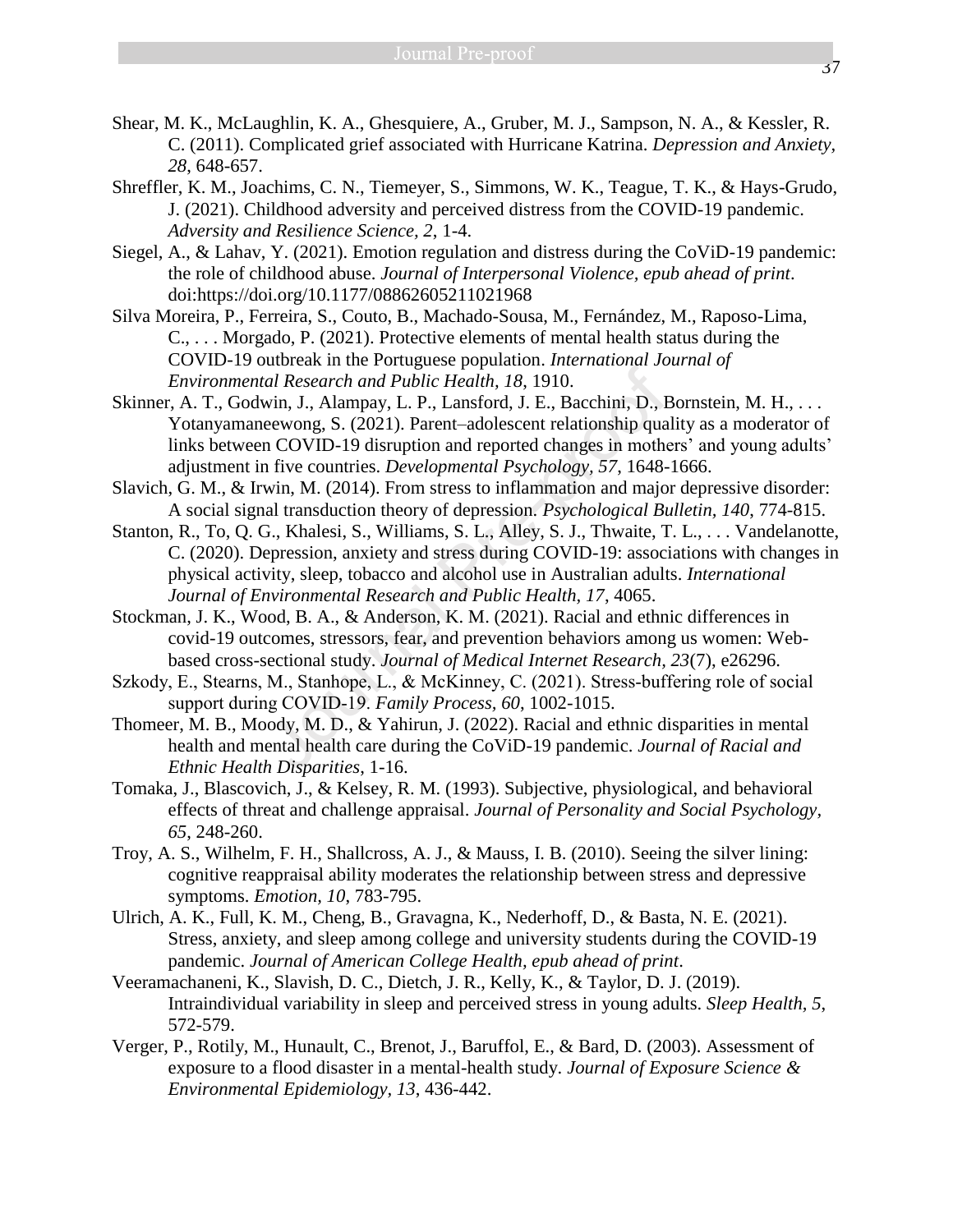Shear, M. K., McLaughlin, K. A., Ghesquiere, A., Gruber, M. J., Sampson, N. A., & Kessler, R. C. (2011). Complicated grief associated with Hurricane Katrina. *Depression and Anxiety, 28*, 648-657.

Shreffler, K. M., Joachims, C. N., Tiemeyer, S., Simmons, W. K., Teague, T. K., & Hays-Grudo, J. (2021). Childhood adversity and perceived distress from the COVID-19 pandemic. *Adversity and Resilience Science, 2*, 1-4.

Siegel, A., & Lahav, Y. (2021). Emotion regulation and distress during the CoViD-19 pandemic: the role of childhood abuse. *Journal of Interpersonal Violence, epub ahead of print*. doi:https://doi.org/10.1177/08862605211021968

Silva Moreira, P., Ferreira, S., Couto, B., Machado-Sousa, M., Fernández, M., Raposo-Lima, C., . . . Morgado, P. (2021). Protective elements of mental health status during the COVID-19 outbreak in the Portuguese population. *International Journal of Environmental Research and Public Health, 18*, 1910.

Skinner, A. T., Godwin, J., Alampay, L. P., Lansford, J. E., Bacchini, D., Bornstein, M. H., . . . Yotanyamaneewong, S. (2021). Parent–adolescent relationship quality as a moderator of links between COVID-19 disruption and reported changes in mothers' and young adults' adjustment in five countries. *Developmental Psychology, 57*, 1648-1666.

Slavich, G. M., & Irwin, M. (2014). From stress to inflammation and major depressive disorder: A social signal transduction theory of depression. *Psychological Bulletin, 140*, 774-815.

Stanton, R., To, Q. G., Khalesi, S., Williams, S. L., Alley, S. J., Thwaite, T. L., . . . Vandelanotte, C. (2020). Depression, anxiety and stress during COVID-19: associations with changes in physical activity, sleep, tobacco and alcohol use in Australian adults. *International Journal of Environmental Research and Public Health, 17*, 4065.

Stockman, J. K., Wood, B. A., & Anderson, K. M. (2021). Racial and ethnic differences in covid-19 outcomes, stressors, fear, and prevention behaviors among us women: Web-based cross-sectional study. *Journal of Medical Internet Research, 23*(7), e26296.

Szkody, E., Stearns, M., Stanhope, L., & McKinney, C. (2021). Stress-buffering role of social support during COVID-19. *Family Process, 60*, 1002-1015.

Thomeer, M. B., Moody, M. D., & Yahirun, J. (2022). Racial and ethnic disparities in mental health and mental health care during the CoViD-19 pandemic. *Journal of Racial and Ethnic Health Disparities*, 1-16.

Tomaka, J., Blascovich, J., & Kelsey, R. M. (1993). Subjective, physiological, and behavioral effects of threat and challenge appraisal. *Journal of Personality and Social Psychology, 65*, 248-260.

Troy, A. S., Wilhelm, F. H., Shallcross, A. J., & Mauss, I. B. (2010). Seeing the silver lining: cognitive reappraisal ability moderates the relationship between stress and depressive symptoms. *Emotion, 10*, 783-795.

Ulrich, A. K., Full, K. M., Cheng, B., Gravagna, K., Nederhoff, D., & Basta, N. E. (2021). Stress, anxiety, and sleep among college and university students during the COVID-19 pandemic. *Journal of American College Health, epub ahead of print*.

Veeramachaneni, K., Slavish, D. C., Dietch, J. R., Kelly, K., & Taylor, D. J. (2019). Intraindividual variability in sleep and perceived stress in young adults. *Sleep Health, 5*, 572-579.

Verger, P., Rotily, M., Hunault, C., Brenot, J., Baruffol, E., & Bard, D. (2003). Assessment of exposure to a flood disaster in a mental-health study. *Journal of Exposure Science & Environmental Epidemiology, 13*, 436-442.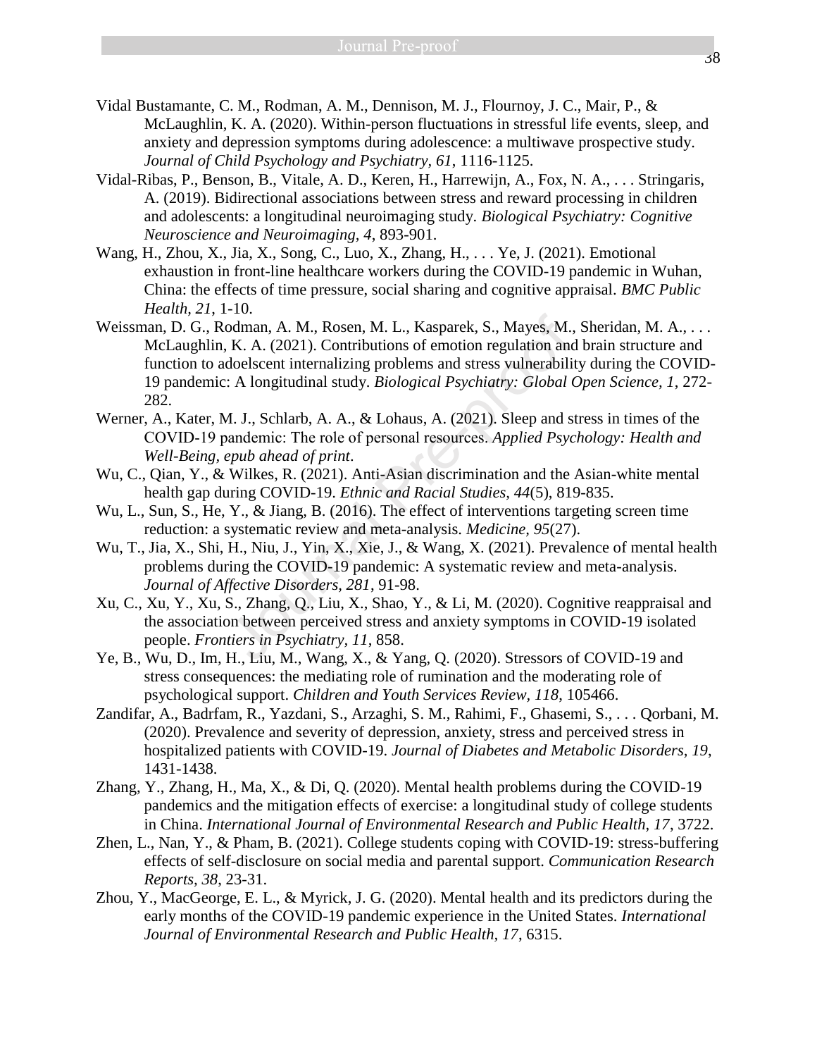Vidal Bustamante, C. M., Rodman, A. M., Dennison, M. J., Flournoy, J. C., Mair, P., & McLaughlin, K. A. (2020). Within-person fluctuations in stressful life events, sleep, and anxiety and depression symptoms during adolescence: a multiwave prospective study. *Journal of Child Psychology and Psychiatry*, *61*, 1116-1125.

Vidal-Ribas, P., Benson, B., Vitale, A. D., Keren, H., Harrewijn, A., Fox, N. A., . . . Stringaris, A. (2019). Bidirectional associations between stress and reward processing in children and adolescents: a longitudinal neuroimaging study. *Biological Psychiatry: Cognitive Neuroscience and Neuroimaging, 4*, 893-901.

Wang, H., Zhou, X., Jia, X., Song, C., Luo, X., Zhang, H., . . . Ye, J. (2021). Emotional exhaustion in front-line healthcare workers during the COVID-19 pandemic in Wuhan, China: the effects of time pressure, social sharing and cognitive appraisal. *BMC Public Health, 21*, 1-10.

Weissman, D. G., Rodman, A. M., Rosen, M. L., Kasparek, S., Mayes, M., Sheridan, M. A., . . . McLaughlin, K. A. (2021). Contributions of emotion regulation and brain structure and function to adoelscent internalizing problems and stress vulnerability during the COVID-19 pandemic: A longitudinal study. *Biological Psychiatry: Global Open Science, 1*, 272-282.

Werner, A., Kater, M. J., Schlarb, A. A., & Lohaus, A. (2021). Sleep and stress in times of the COVID-19 pandemic: The role of personal resources. *Applied Psychology: Health and Well-Being, epub ahead of print*.

Wu, C., Qian, Y., & Wilkes, R. (2021). Anti-Asian discrimination and the Asian-white mental health gap during COVID-19. *Ethnic and Racial Studies, 44*(5), 819-835.

Wu, L., Sun, S., He, Y., & Jiang, B. (2016). The effect of interventions targeting screen time reduction: a systematic review and meta-analysis. *Medicine, 95*(27).

Wu, T., Jia, X., Shi, H., Niu, J., Yin, X., Xie, J., & Wang, X. (2021). Prevalence of mental health problems during the COVID-19 pandemic: A systematic review and meta-analysis. *Journal of Affective Disorders, 281*, 91-98.

Xu, C., Xu, Y., Xu, S., Zhang, Q., Liu, X., Shao, Y., & Li, M. (2020). Cognitive reappraisal and the association between perceived stress and anxiety symptoms in COVID-19 isolated people. *Frontiers in Psychiatry, 11*, 858.

Ye, B., Wu, D., Im, H., Liu, M., Wang, X., & Yang, Q. (2020). Stressors of COVID-19 and stress consequences: the mediating role of rumination and the moderating role of psychological support. *Children and Youth Services Review, 118*, 105466.

Zandifar, A., Badrfam, R., Yazdani, S., Arzaghi, S. M., Rahimi, F., Ghasemi, S., . . . Qorbani, M. (2020). Prevalence and severity of depression, anxiety, stress and perceived stress in hospitalized patients with COVID-19. *Journal of Diabetes and Metabolic Disorders, 19*, 1431-1438.

Zhang, Y., Zhang, H., Ma, X., & Di, Q. (2020). Mental health problems during the COVID-19 pandemics and the mitigation effects of exercise: a longitudinal study of college students in China. *International Journal of Environmental Research and Public Health, 17*, 3722.

Zhen, L., Nan, Y., & Pham, B. (2021). College students coping with COVID-19: stress-buffering effects of self-disclosure on social media and parental support. *Communication Research Reports, 38*, 23-31.

Zhou, Y., MacGeorge, E. L., & Myrick, J. G. (2020). Mental health and its predictors during the early months of the COVID-19 pandemic experience in the United States. *International Journal of Environmental Research and Public Health, 17*, 6315.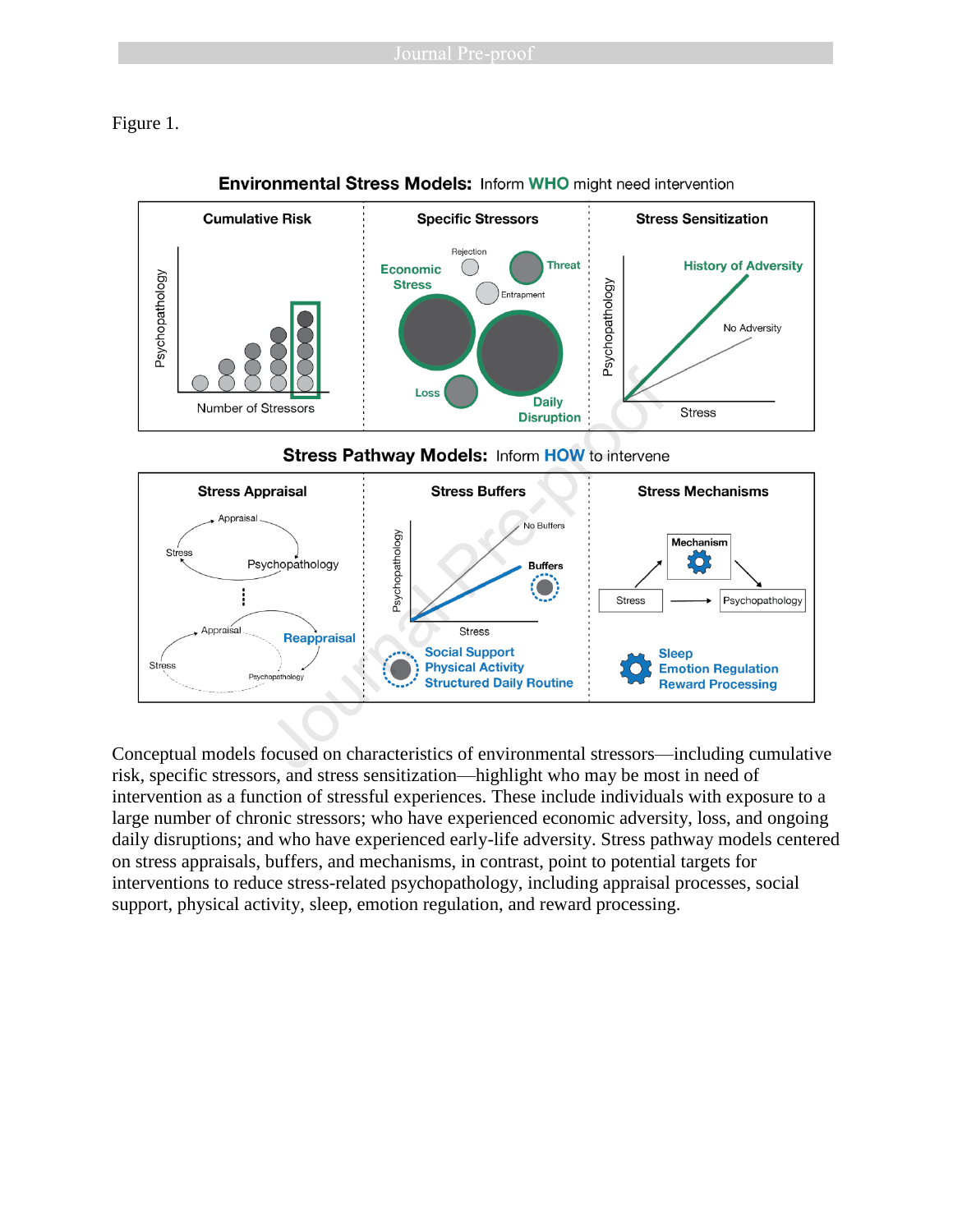Figure 1.

Conceptual models focused on characteristics of environmental stressors—including cumulative risk, specific stressors, and stress sensitization—highlight who may be most in need of intervention as a function of stressful experiences. These include individuals with exposure to a large number of chronic stressors; who have experienced economic adversity, loss, and ongoing daily disruptions; and who have experienced early-life adversity. Stress pathway models centered on stress appraisals, buffers, and mechanisms, in contrast, point to potential targets for interventions to reduce stress-related psychopathology, including appraisal processes, social support, physical activity, sleep, emotion regulation, and reward processing.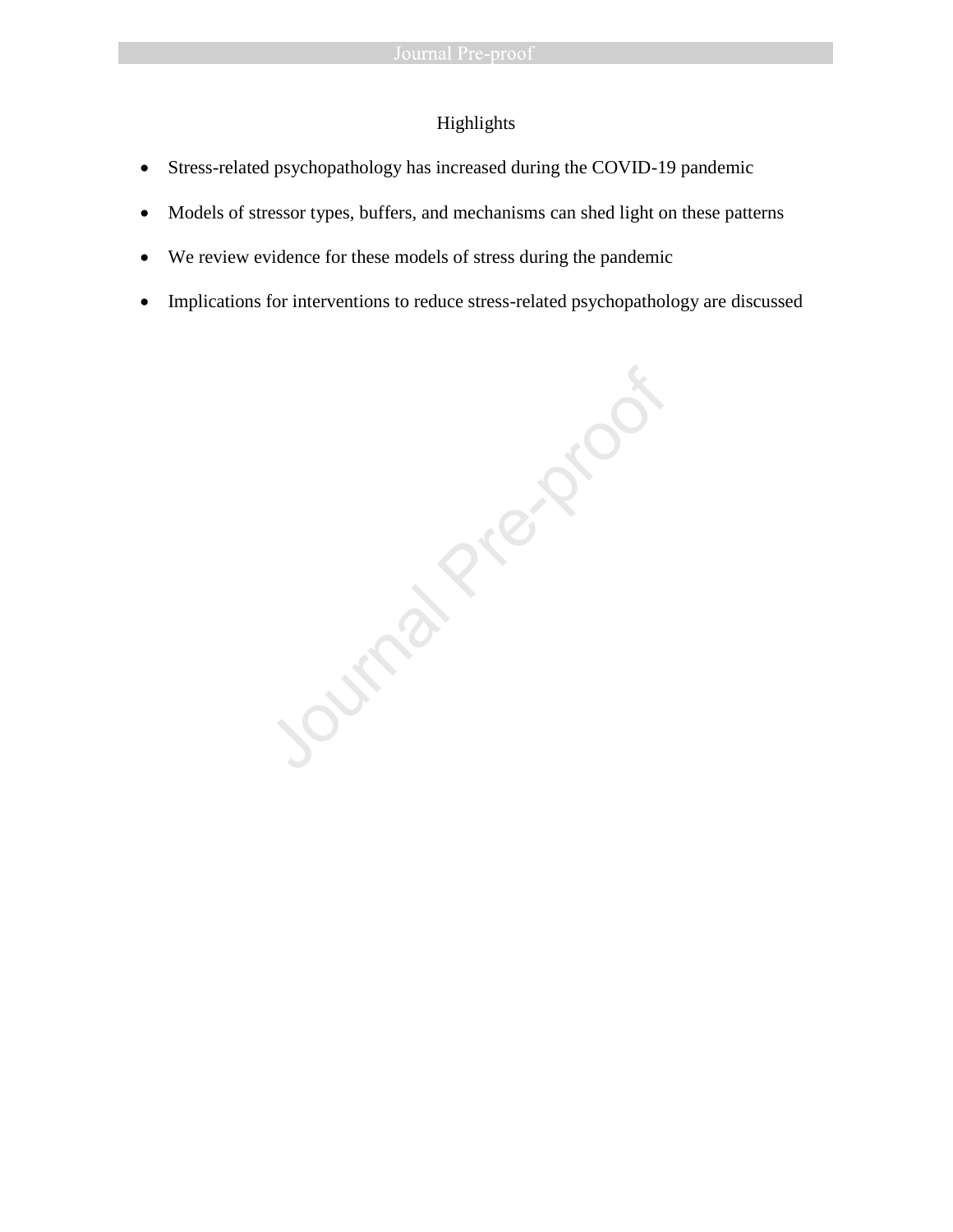# Highlights

- Stress-related psychopathology has increased during the COVID-19 pandemic
- Models of stressor types, buffers, and mechanisms can shed light on these patterns
- We review evidence for these models of stress during the pandemic
- Implications for interventions to reduce stress-related psychopathology are discussed